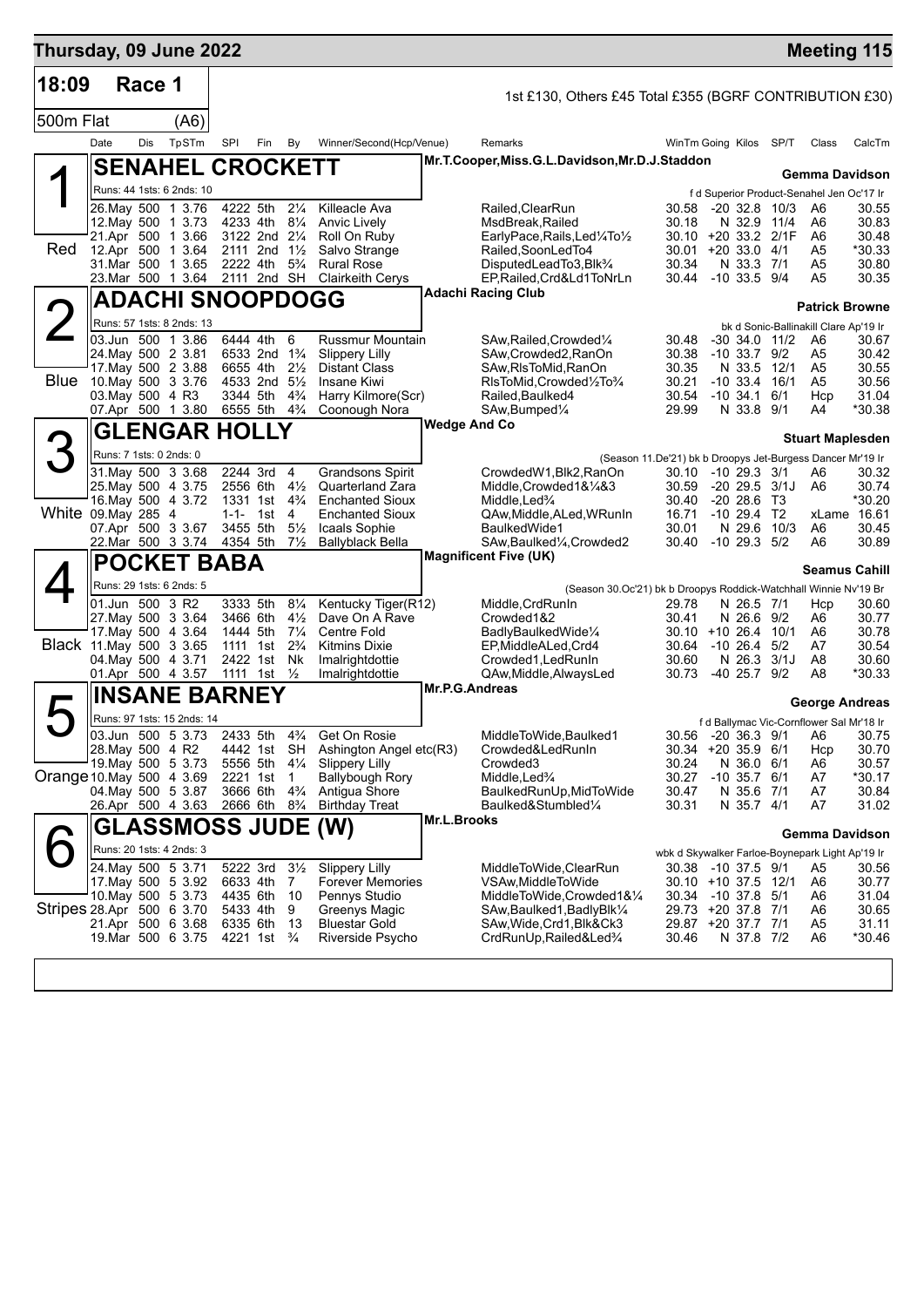**Thursday, 09 June 2022** — **Meeting 115**

## 18:09 Race 1

1st £130, Others £45 Total £355 (BGRF CONTRIBUTION £30)

500m Flat (A6)

| Date | Dis | TpSTm | SPI | Fin | By | Winner/Second(Hcp/Venue) | Remarks | WinTm | Going | Kilos | SP/T | Class | CalcTm |
|---|---|---|---|---|---|---|---|---|---|---|---|---|---|

### 1 (Red) SENAHEL CROCKETT
Mr.T.Cooper,Miss.G.L.Davidson,Mr.D.J.Staddon — **Gemma Davidson**

Runs: 44 1sts: 6 2nds: 10 — f d Superior Product-Senahel Jen Oc'17 Ir

| Date | Dis | TpSTm | SPI | Fin | By | Winner/Second(Hcp/Venue) | Remarks | WinTm | Going | Kilos | SP/T | Class | CalcTm |
|---|---|---|---|---|---|---|---|---|---|---|---|---|---|
| 26.May | 500 | 1 3.76 | 4222 | 5th | 2¼ | Killeacle Ava | Railed,ClearRun | 30.58 | -20 | 32.8 | 10/3 | A6 | 30.55 |
| 12.May | 500 | 1 3.73 | 4233 | 4th | 8¼ | Anvic Lively | MsdBreak,Railed | 30.18 | N | 32.9 | 11/4 | A6 | 30.83 |
| 21.Apr | 500 | 1 3.66 | 3122 | 2nd | 2¼ | Roll On Ruby | EarlyPace,Rails,Led¼To½ | 30.10 | +20 | 33.2 | 2/1F | A6 | 30.48 |
| 12.Apr | 500 | 1 3.64 | 2111 | 2nd | 1½ | Salvo Strange | Railed,SoonLedTo4 | 30.01 | +20 | 33.0 | 4/1 | A5 | *30.33 |
| 31.Mar | 500 | 1 3.65 | 2222 | 4th | 5¾ | Rural Rose | DisputedLeadTo3,Blk¾ | 30.34 | N | 33.3 | 7/1 | A5 | 30.80 |
| 23.Mar | 500 | 1 3.64 | 2111 | 2nd | SH | Clairkeith Cerys | EP,Railed,Crd&Ld1ToNrLn | 30.44 | -10 | 33.5 | 9/4 | A5 | 30.35 |

### 2 (Blue) ADACHI SNOOPDOGG
Adachi Racing Club — **Patrick Browne**

Runs: 57 1sts: 8 2nds: 13 — bk d Sonic-Ballinakill Clare Ap'19 Ir

| Date | Dis | TpSTm | SPI | Fin | By | Winner/Second(Hcp/Venue) | Remarks | WinTm | Going | Kilos | SP/T | Class | CalcTm |
|---|---|---|---|---|---|---|---|---|---|---|---|---|---|
| 03.Jun | 500 | 1 3.86 | 6444 | 4th | 6 | Russmur Mountain | SAw,Railed,Crowded¼ | 30.48 | -30 | 34.0 | 11/2 | A6 | 30.67 |
| 24.May | 500 | 2 3.81 | 6533 | 2nd | 1¾ | Slippery Lilly | SAw,Crowded2,RanOn | 30.38 | -10 | 33.7 | 9/2 | A5 | 30.42 |
| 17.May | 500 | 2 3.88 | 6655 | 4th | 2½ | Distant Class | SAw,RlsToMid,RanOn | 30.35 | N | 33.5 | 12/1 | A5 | 30.55 |
| 10.May | 500 | 3 3.76 | 4533 | 2nd | 5½ | Insane Kiwi | RlsToMid,Crowded½To¾ | 30.21 | -10 | 33.4 | 16/1 | A5 | 30.56 |
| 03.May | 500 | 4 R3 | 3344 | 5th | 4¾ | Harry Kilmore(Scr) | Railed,Baulked4 | 30.54 | -10 | 34.1 | 6/1 | Hcp | 31.04 |
| 07.Apr | 500 | 1 3.80 | 6555 | 5th | 4¾ | Coonough Nora | SAw,Bumped¼ | 29.99 | N | 33.8 | 9/1 | A4 | *30.38 |

### 3 (White) GLENGAR HOLLY
Wedge And Co — **Stuart Maplesden**

Runs: 7 1sts: 0 2nds: 0 — (Season 11.De'21) bk b Droopys Jet-Burgess Dancer Mr'19 Ir

| Date | Dis | TpSTm | SPI | Fin | By | Winner/Second(Hcp/Venue) | Remarks | WinTm | Going | Kilos | SP/T | Class | CalcTm |
|---|---|---|---|---|---|---|---|---|---|---|---|---|---|
| 31.May | 500 | 3 3.68 | 2244 | 3rd | 4 | Grandsons Spirit | CrowdedW1,Blk2,RanOn | 30.10 | -10 | 29.3 | 3/1 | A6 | 30.32 |
| 25.May | 500 | 4 3.75 | 2556 | 6th | 4½ | Quarterland Zara | Middle,Crowded1&¼&3 | 30.59 | -20 | 29.5 | 3/1J | A6 | 30.74 |
| 16.May | 500 | 4 3.72 | 1331 | 1st | 4¾ | Enchanted Sioux | Middle,Led¾ | 30.40 | -20 | 28.6 | T3 | | *30.20 |
| 09.May | 285 | 4 | 1-1- | 1st | 4 | Enchanted Sioux | QAw,Middle,ALed,WRunIn | 16.71 | -10 | 29.4 | T2 | xLame | 16.61 |
| 07.Apr | 500 | 3 3.67 | 3455 | 5th | 5½ | Icaals Sophie | BaulkedWide1 | 30.01 | N | 29.6 | 10/3 | A6 | 30.45 |
| 22.Mar | 500 | 3 3.74 | 4354 | 5th | 7½ | Ballyblack Bella | SAw,Baulked¼,Crowded2 | 30.40 | -10 | 29.3 | 5/2 | A6 | 30.89 |

### 4 (Black) POCKET BABA
Magnificent Five (UK) — **Seamus Cahill**

Runs: 29 1sts: 6 2nds: 5 — (Season 30.Oc'21) bk b Droopys Roddick-Watchhall Winnie Nv'19 Br

| Date | Dis | TpSTm | SPI | Fin | By | Winner/Second(Hcp/Venue) | Remarks | WinTm | Going | Kilos | SP/T | Class | CalcTm |
|---|---|---|---|---|---|---|---|---|---|---|---|---|---|
| 01.Jun | 500 | 3 R2 | 3333 | 5th | 8¼ | Kentucky Tiger(R12) | Middle,CrdRunIn | 29.78 | N | 26.5 | 7/1 | Hcp | 30.60 |
| 27.May | 500 | 3 3.64 | 3466 | 6th | 4½ | Dave On A Rave | Crowded1&2 | 30.41 | N | 26.6 | 9/2 | A6 | 30.77 |
| 17.May | 500 | 4 3.64 | 1444 | 5th | 7¼ | Centre Fold | BadlyBaulkedWide¼ | 30.10 | +10 | 26.4 | 10/1 | A6 | 30.78 |
| 11.May | 500 | 3 3.65 | 1111 | 1st | 2¾ | Kitmins Dixie | EP,MiddleALed,Crd4 | 30.64 | -10 | 26.4 | 5/2 | A7 | 30.54 |
| 04.May | 500 | 4 3.71 | 2422 | 1st | Nk | Imalrightdottie | Crowded1,LedRunIn | 30.60 | N | 26.3 | 3/1J | A8 | 30.60 |
| 01.Apr | 500 | 4 3.57 | 1111 | 1st | ½ | Imalrightdottie | QAw,Middle,AlwaysLed | 30.73 | -40 | 25.7 | 9/2 | A8 | *30.33 |

### 5 (Orange) INSANE BARNEY
Mr.P.G.Andreas — **George Andreas**

Runs: 97 1sts: 15 2nds: 14 — f d Ballymac Vic-Cornflower Sal Mr'18 Ir

| Date | Dis | TpSTm | SPI | Fin | By | Winner/Second(Hcp/Venue) | Remarks | WinTm | Going | Kilos | SP/T | Class | CalcTm |
|---|---|---|---|---|---|---|---|---|---|---|---|---|---|
| 03.Jun | 500 | 5 3.73 | 2433 | 5th | 4¾ | Get On Rosie | MiddleToWide,Baulked1 | 30.56 | -20 | 36.3 | 9/1 | A6 | 30.75 |
| 28.May | 500 | 4 R2 | 4442 | 1st | SH | Ashington Angel etc(R3) | Crowded&LedRunIn | 30.34 | +20 | 35.9 | 6/1 | Hcp | 30.70 |
| 19.May | 500 | 5 3.73 | 5556 | 5th | 4¼ | Slippery Lilly | Crowded3 | 30.24 | N | 36.0 | 6/1 | A6 | 30.57 |
| 10.May | 500 | 4 3.69 | 2221 | 1st | 1 | Ballybough Rory | Middle,Led¾ | 30.27 | -10 | 35.7 | 6/1 | A7 | *30.17 |
| 04.May | 500 | 5 3.87 | 3666 | 6th | 4¾ | Antigua Shore | BaulkedRunUp,MidToWide | 30.47 | N | 35.6 | 7/1 | A7 | 30.84 |
| 26.Apr | 500 | 4 3.63 | 2666 | 6th | 8¾ | Birthday Treat | Baulked&Stumbled¼ | 30.31 | N | 35.7 | 4/1 | A7 | 31.02 |

### 6 (Stripes) GLASSMOSS JUDE (W)
Mr.L.Brooks — **Gemma Davidson**

Runs: 20 1sts: 4 2nds: 3 — wbk d Skywalker Farloe-Boynepark Light Ap'19 Ir

| Date | Dis | TpSTm | SPI | Fin | By | Winner/Second(Hcp/Venue) | Remarks | WinTm | Going | Kilos | SP/T | Class | CalcTm |
|---|---|---|---|---|---|---|---|---|---|---|---|---|---|
| 24.May | 500 | 5 3.71 | 5222 | 3rd | 3½ | Slippery Lilly | MiddleToWide,ClearRun | 30.38 | -10 | 37.5 | 9/1 | A5 | 30.56 |
| 17.May | 500 | 5 3.92 | 6633 | 4th | 7 | Forever Memories | VSAw,MiddleToWide | 30.10 | +10 | 37.5 | 12/1 | A6 | 30.77 |
| 10.May | 500 | 5 3.73 | 4435 | 6th | 10 | Pennys Studio | MiddleToWide,Crowded1&¼ | 30.34 | -10 | 37.8 | 5/1 | A6 | 31.04 |
| 28.Apr | 500 | 6 3.70 | 5433 | 4th | 9 | Greenys Magic | SAw,Baulked1,BadlyBlk¼ | 29.73 | +20 | 37.8 | 7/1 | A6 | 30.65 |
| 21.Apr | 500 | 6 3.68 | 6335 | 6th | 13 | Bluestar Gold | SAw,Wide,Crd1,Blk&Ck3 | 29.87 | +20 | 37.7 | 7/1 | A5 | 31.11 |
| 19.Mar | 500 | 6 3.75 | 4221 | 1st | ¾ | Riverside Psycho | CrdRunUp,Railed&Led¾ | 30.46 | N | 37.8 | 7/2 | A6 | *30.46 |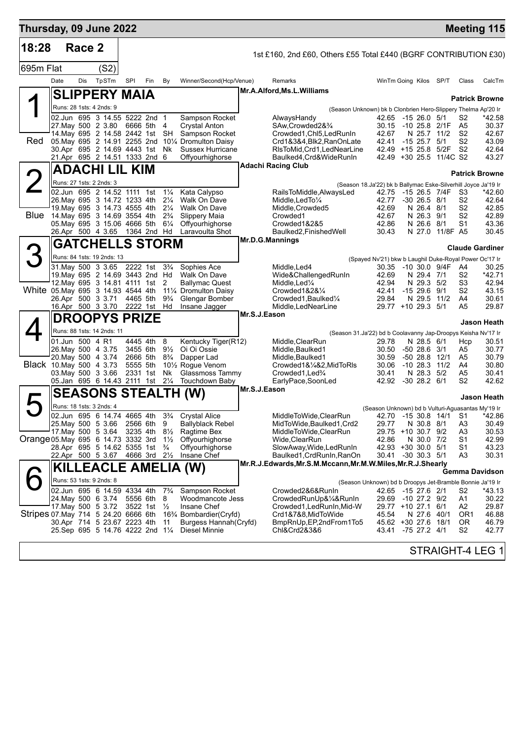# Thursday, 09 June 2022 — Meeting 115

**18:28 Race 2** — 1st £160, 2nd £60, Others £55 Total £440 (BGRF CONTRIBUTION £30)

**695m Flat (S2)**

| Date | Dis | TpSTm | SPI | Fin | By | Winner/Second(Hcp/Venue) | Remarks | WinTm | Going | Kilos | SP/T | Class | CalcTm |
|---|---|---|---|---|---|---|---|---|---|---|---|---|---|

## 1 Red — SLIPPERY MAIA
Mr.A.Alford,Ms.L.Williams — Trainer: Patrick Browne

Runs: 28 1sts: 4 2nds: 9 — (Season Unknown) bk b Clonbrien Hero-Slippery Thelma Ap'20 Ir

| Date | Dis | TpSTm | SPI | Fin | By | Winner/Second(Hcp/Venue) | Remarks | WinTm | Going | Kilos | SP/T | Class | CalcTm |
|---|---|---|---|---|---|---|---|---|---|---|---|---|---|
| 02.Jun | 695 | 3 14.55 | 5222 | 2nd | 1 | Sampson Rocket | AlwaysHandy | 42.65 | -15 | 26.0 | 5/1 | S2 | *42.58 |
| 27.May | 500 | 2 3.80 | 6666 | 5th | 4 | Crystal Anton | SAw,Crowded2&¾ | 30.15 | -10 | 25.8 | 2/1F | A5 | 30.37 |
| 14.May | 695 | 2 14.58 | 2442 | 1st | SH | Sampson Rocket | Crowded1,Chl5,LedRunIn | 42.67 | N | 25.7 | 11/2 | S2 | 42.67 |
| 05.May | 695 | 2 14.91 | 2255 | 2nd | 10¼ | Dromulton Daisy | Crd1&3&4,Blk2,RanOnLate | 42.41 | -15 | 25.7 | 5/1 | S2 | 43.09 |
| 30.Apr | 695 | 2 14.69 | 4443 | 1st | Nk | Sussex Hurricane | RlsToMid,Crd1,LedNearLine | 42.49 | +15 | 25.8 | 5/2F | S2 | 42.64 |
| 21.Apr | 695 | 2 14.51 | 1333 | 2nd | 6 | Offyourhighorse | Baulked4,Crd&WideRunIn | 42.49 | +30 | 25.5 | 11/4C | S2 | 43.27 |

## 2 Blue — ADACHI LIL KIM
Adachi Racing Club — Trainer: Patrick Browne

Runs: 27 1sts: 2 2nds: 3 — (Season 18.Ja'22) bk b Ballymac Eske-Silverhill Joyce Ja'19 Ir

| Date | Dis | TpSTm | SPI | Fin | By | Winner/Second(Hcp/Venue) | Remarks | WinTm | Going | Kilos | SP/T | Class | CalcTm |
|---|---|---|---|---|---|---|---|---|---|---|---|---|---|
| 02.Jun | 695 | 2 14.52 | 1111 | 1st | 1¼ | Kata Calypso | RailsToMiddle,AlwaysLed | 42.75 | -15 | 26.5 | 7/4F | S3 | *42.60 |
| 26.May | 695 | 3 14.72 | 1233 | 4th | 2¼ | Walk On Dave | Middle,LedTo¼ | 42.77 | -30 | 26.5 | 8/1 | S2 | 42.64 |
| 19.May | 695 | 3 14.73 | 4555 | 4th | 2¼ | Walk On Dave | Middle,Crowded5 | 42.69 | N | 26.4 | 8/1 | S2 | 42.85 |
| 14.May | 695 | 3 14.69 | 3554 | 4th | 2¾ | Slippery Maia | Crowded1 | 42.67 | N | 26.3 | 9/1 | S2 | 42.89 |
| 05.May | 695 | 3 15.06 | 4666 | 5th | 6¼ | Offyourhighorse | Crowded1&2&5 | 42.86 | N | 26.6 | 8/1 | S1 | 43.36 |
| 26.Apr | 500 | 4 3.65 | 1364 | 2nd | Hd | Laravoulta Shot | Baulked2,FinishedWell | 30.43 | N | 27.0 | 11/8F | A5 | 30.45 |

## 3 White — GATCHELLS STORM
Mr.D.G.Mannings — Trainer: Claude Gardiner

Runs: 84 1sts: 19 2nds: 13 — (Spayed Nv'21) bkw b Laughil Duke-Royal Power Oc'17 Ir

| Date | Dis | TpSTm | SPI | Fin | By | Winner/Second(Hcp/Venue) | Remarks | WinTm | Going | Kilos | SP/T | Class | CalcTm |
|---|---|---|---|---|---|---|---|---|---|---|---|---|---|
| 31.May | 500 | 3 3.65 | 2222 | 1st | 3¾ | Sophies Ace | Middle,Led4 | 30.35 | -10 | 30.0 | 9/4F | A4 | 30.25 |
| 19.May | 695 | 2 14.69 | 3443 | 2nd | Hd | Walk On Dave | Wide&ChallengedRunIn | 42.69 | N | 29.4 | 7/1 | S2 | *42.71 |
| 12.May | 695 | 3 14.81 | 4111 | 1st | 2 | Ballymac Quest | Middle,Led¼ | 42.94 | N | 29.3 | 5/2 | S3 | 42.94 |
| 05.May | 695 | 3 14.93 | 4544 | 4th | 11¼ | Dromulton Daisy | Crowded1&2&¼ | 42.41 | -15 | 29.6 | 9/1 | S2 | 43.15 |
| 26.Apr | 500 | 3 3.71 | 4465 | 5th | 9¾ | Glengar Bomber | Crowded1,Baulked¼ | 29.84 | N | 29.5 | 11/2 | A4 | 30.61 |
| 16.Apr | 500 | 3 3.70 | 2222 | 1st | Hd | Insane Jagger | Middle,LedNearLine | 29.77 | +10 | 29.3 | 5/1 | A5 | 29.87 |

## 4 Black — DROOPYS PRIZE
Mr.S.J.Eason — Trainer: Jason Heath

Runs: 88 1sts: 14 2nds: 11 — (Season 31.Ja'22) bd b Coolavanny Jap-Droopys Keisha Nv'17 Ir

| Date | Dis | TpSTm | SPI | Fin | By | Winner/Second(Hcp/Venue) | Remarks | WinTm | Going | Kilos | SP/T | Class | CalcTm |
|---|---|---|---|---|---|---|---|---|---|---|---|---|---|
| 01.Jun | 500 | 4 R1 | 4445 | 4th | 8 | Kentucky Tiger(R12) | Middle,ClearRun | 29.78 | N | 28.5 | 6/1 | Hcp | 30.51 |
| 26.May | 500 | 4 3.75 | 3455 | 6th | 9½ | Oi Oi Ossie | Middle,Baulked1 | 30.50 | -50 | 28.6 | 3/1 | A5 | 30.77 |
| 20.May | 500 | 4 3.74 | 2666 | 5th | 8¾ | Dapper Lad | Middle,Baulked1 | 30.59 | -50 | 28.8 | 12/1 | A5 | 30.79 |
| 10.May | 500 | 4 3.73 | 5555 | 5th | 10½ | Rogue Venom | Crowded1&¼&2,MidToRls | 30.06 | -10 | 28.3 | 11/2 | A4 | 30.80 |
| 03.May | 500 | 3 3.66 | 2331 | 1st | Nk | Glassmoss Tammy | Crowded1,Led¾ | 30.41 | N | 28.3 | 5/2 | A5 | 30.41 |
| 05.Jan | 695 | 6 14.43 | 2111 | 1st | 2¼ | Touchdown Baby | EarlyPace,SoonLed | 42.92 | -30 | 28.2 | 6/1 | S2 | 42.62 |

## 5 Orange — SEASONS STEALTH (W)
Mr.S.J.Eason — Trainer: Jason Heath

Runs: 18 1sts: 3 2nds: 4 — (Season Unknown) bd b Vulturi-Aguasantas My'19 Ir

| Date | Dis | TpSTm | SPI | Fin | By | Winner/Second(Hcp/Venue) | Remarks | WinTm | Going | Kilos | SP/T | Class | CalcTm |
|---|---|---|---|---|---|---|---|---|---|---|---|---|---|
| 02.Jun | 695 | 6 14.74 | 4665 | 4th | 3¾ | Crystal Alice | MiddleToWide,ClearRun | 42.70 | -15 | 30.8 | 14/1 | S1 | *42.86 |
| 25.May | 500 | 5 3.66 | 2566 | 6th | 9 | Ballyblack Rebel | MidToWide,Baulked1,Crd2 | 29.77 | N | 30.8 | 8/1 | A3 | 30.49 |
| 17.May | 500 | 5 3.64 | 3235 | 4th | 8½ | Ragtime Bex | MiddleToWide,ClearRun | 29.75 | +10 | 30.7 | 9/2 | A3 | 30.53 |
| 05.May | 695 | 6 14.73 | 3332 | 3rd | 1½ | Offyourhighorse | Wide,ClearRun | 42.86 | N | 30.0 | 7/2 | S1 | 42.99 |
| 28.Apr | 695 | 5 14.62 | 5355 | 1st | ¾ | Offyourhighorse | SlowAway,Wide,LedRunIn | 42.93 | +30 | 30.0 | 5/1 | S1 | 43.23 |
| 22.Apr | 500 | 5 3.67 | 4666 | 3rd | 2½ | Insane Chef | Baulked1,CrdRunIn,RanOn | 30.41 | -30 | 30.3 | 5/1 | A3 | 30.31 |

## 6 Stripes — KILLEACLE AMELIA (W)
Mr.R.J.Edwards,Mr.S.M.Mccann,Mr.M.W.Miles,Mr.R.J.Shearly — Trainer: Gemma Davidson

Runs: 53 1sts: 9 2nds: 8 — (Season Unknown) bd b Droopys Jet-Bramble Bonnie Ja'19 Ir

| Date | Dis | TpSTm | SPI | Fin | By | Winner/Second(Hcp/Venue) | Remarks | WinTm | Going | Kilos | SP/T | Class | CalcTm |
|---|---|---|---|---|---|---|---|---|---|---|---|---|---|
| 02.Jun | 695 | 6 14.59 | 4334 | 4th | 7¾ | Sampson Rocket | Crowded2&6&RunIn | 42.65 | -15 | 27.6 | 2/1 | S2 | *43.13 |
| 24.May | 500 | 6 3.74 | 5556 | 6th | 8 | Woodmancote Jess | CrowdedRunUp&¼&RunIn | 29.69 | -10 | 27.2 | 9/2 | A1 | 30.22 |
| 17.May | 500 | 5 3.72 | 3522 | 1st | ½ | Insane Chef | Crowded1,LedRunIn,Mid-W | 29.77 | +10 | 27.1 | 6/1 | A2 | 29.87 |
| 07.May | 714 | 5 24.20 | 6666 | 6th | 16¾ | Bombardier(Cryfd) | Crd1&7&8,MidToWide | 45.54 | N | 27.6 | 40/1 | OR1 | 46.88 |
| 30.Apr | 714 | 5 23.67 | 2223 | 4th | 11 | Burgess Hannah(Cryfd) | BmpRnUp,EP,2ndFrom1To5 | 45.62 | +30 | 27.6 | 18/1 | OR | 46.79 |
| 25.Sep | 695 | 5 14.76 | 4222 | 2nd | 1¼ | Diesel Minnie | Chl&Crd2&3&6 | 43.41 | -75 | 27.2 | 4/1 | S2 | 42.77 |

STRAIGHT-4 LEG 1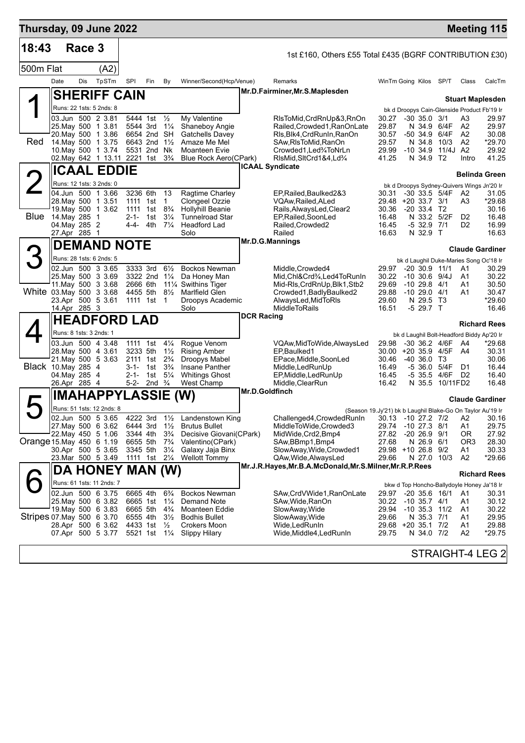# Thursday, 09 June 2022 — Meeting 115

**18:43 Race 3** — 1st £160, Others £55 Total £435 (BGRF CONTRIBUTION £30)

500m Flat (A2)

| Date | Dis | TpSTm | SPI | Fin | By | Winner/Second(Hcp/Venue) | Remarks | WinTm | Going | Kilos | SP/T | Class | CalcTm |
|---|---|---|---|---|---|---|---|---|---|---|---|---|---|

## 1 (Red) SHERIFF CAIN
Mr.D.Fairminer,Mr.S.Maplesden — **Stuart Maplesden**

Runs: 22 1sts: 5 2nds: 8 — bk d Droopys Cain-Glenside Product Fb'19 Ir

| Date | Dis | TpSTm | SPI | Fin | By | Winner/Second(Hcp/Venue) | Remarks | WinTm | Going | Kilos | SP/T | Class | CalcTm |
|---|---|---|---|---|---|---|---|---|---|---|---|---|---|
| 03.Jun | 500 | 2 3.81 | 5444 | 1st | ½ | My Valentine | RlsToMid,CrdRnUp&3,RnOn | 30.27 | -30 | 35.0 | 3/1 | A3 | 29.97 |
| 25.May | 500 | 1 3.81 | 5544 | 3rd | 1¼ | Shaneboy Angie | Railed,Crowded1,RanOnLate | 29.87 | N | 34.9 | 6/4F | A2 | 29.97 |
| 20.May | 500 | 1 3.86 | 6654 | 2nd | SH | Gatchells Davey | Rls,Blk4,CrdRunIn,RanOn | 30.57 | -50 | 34.9 | 6/4F | A2 | 30.08 |
| 14.May | 500 | 1 3.75 | 6643 | 2nd | 1½ | Amaze Me Mel | SAw,RlsToMid,RanOn | 29.57 | N | 34.8 | 10/3 | A2 | *29.70 |
| 10.May | 500 | 1 3.74 | 5531 | 2nd | Nk | Moanteen Evie | Crowded1,Led¾ToNrLn | 29.99 | -10 | 34.9 | 11/4J | A2 | 29.92 |
| 02.May | 642 | 1 13.11 | 2221 | 1st | 3¾ | Blue Rock Aero(CPark) | RlsMid,SltCrd1&4,Ld¾ | 41.25 | N | 34.9 | T2 | Intro | 41.25 |

## 2 (Blue) ICAAL EDDIE
ICAAL Syndicate — **Belinda Green**

Runs: 12 1sts: 3 2nds: 0 — bk d Droopys Sydney-Quivers Wings Jn'20 Ir

| Date | Dis | TpSTm | SPI | Fin | By | Winner/Second(Hcp/Venue) | Remarks | WinTm | Going | Kilos | SP/T | Class | CalcTm |
|---|---|---|---|---|---|---|---|---|---|---|---|---|---|
| 04.Jun | 500 | 1 3.66 | 3236 | 6th | 13 | Ragtime Charley | EP,Railed,Baulked2&3 | 30.31 | -30 | 33.5 | 5/4F | A2 | 31.05 |
| 28.May | 500 | 1 3.51 | 1111 | 1st | 1 | Clongeel Ozzie | VQAw,Railed,ALed | 29.48 | +20 | 33.7 | 3/1 | A3 | *29.68 |
| 19.May | 500 | 1 3.62 | 1111 | 1st | 8¾ | Hollyhill Beanie | Rails,AlwaysLed,Clear2 | 30.36 | -20 | 33.4 | T2 | | 30.16 |
| 14.May | 285 | 1 | 2-1- | 1st | 3¼ | Tunnelroad Star | EP,Railed,SoonLed | 16.48 | N | 33.2 | 5/2F | D2 | 16.48 |
| 04.May | 285 | 2 | 4-4- | 4th | 7¼ | Headford Lad | Railed,Crowded2 | 16.45 | -5 | 32.9 | 7/1 | D2 | 16.99 |
| 27.Apr | 285 | 1 | | | | Solo | Railed | 16.63 | N | 32.9 | T | | 16.63 |

## 3 (White) DEMAND NOTE
Mr.D.G.Mannings — **Claude Gardiner**

Runs: 28 1sts: 6 2nds: 5 — bk d Laughil Duke-Maries Song Oc'18 Ir

| Date | Dis | TpSTm | SPI | Fin | By | Winner/Second(Hcp/Venue) | Remarks | WinTm | Going | Kilos | SP/T | Class | CalcTm |
|---|---|---|---|---|---|---|---|---|---|---|---|---|---|
| 02.Jun | 500 | 3 3.65 | 3333 | 3rd | 6½ | Bockos Newman | Middle,Crowded4 | 29.97 | -20 | 30.9 | 11/1 | A1 | 30.29 |
| 25.May | 500 | 3 3.69 | 3322 | 2nd | 1¼ | Da Honey Man | Mid,Chl&Crd¾,Led4ToRunIn | 30.22 | -10 | 30.6 | 9/4J | A1 | 30.22 |
| 11.May | 500 | 3 3.68 | 2666 | 6th | 11¼ | Swithins Tiger | Mid-Rls,CrdRnUp,Blk1,Stb2 | 29.69 | -10 | 29.8 | 4/1 | A1 | 30.50 |
| 03.May | 500 | 3 3.68 | 4455 | 5th | 8½ | Marlfield Glen | Crowded1,BadlyBaulked2 | 29.88 | -10 | 29.0 | 4/1 | A1 | 30.47 |
| 23.Apr | 500 | 5 3.61 | 1111 | 1st | 1 | Droopys Academic | AlwaysLed,MidToRls | 29.60 | N | 29.5 | T3 | | *29.60 |
| 14.Apr | 285 | 3 | | | | Solo | MiddleToRails | 16.51 | -5 | 29.7 | T | | 16.46 |

## 4 (Black) HEADFORD LAD
DCR Racing — **Richard Rees**

Runs: 8 1sts: 3 2nds: 1 — bk d Laughil Bolt-Headford Biddy Ap'20 Ir

| Date | Dis | TpSTm | SPI | Fin | By | Winner/Second(Hcp/Venue) | Remarks | WinTm | Going | Kilos | SP/T | Class | CalcTm |
|---|---|---|---|---|---|---|---|---|---|---|---|---|---|
| 03.Jun | 500 | 4 3.48 | 1111 | 1st | 4¼ | Rogue Venom | VQAw,MidToWide,AlwaysLed | 29.98 | -30 | 36.2 | 4/6F | A4 | *29.68 |
| 28.May | 500 | 4 3.61 | 3233 | 5th | 1½ | Rising Amber | EP,Baulked1 | 30.00 | +20 | 35.9 | 4/5F | A4 | 30.31 |
| 21.May | 500 | 5 3.63 | 2111 | 1st | 2¾ | Droopys Mabel | EPace,Middle,SoonLed | 30.46 | -40 | 36.0 | T3 | | 30.06 |
| 10.May | 285 | 4 | 3-1- | 1st | 3¾ | Insane Panther | Middle,LedRunUp | 16.49 | -5 | 36.0 | 5/4F | D1 | 16.44 |
| 04.May | 285 | 4 | 2-1- | 1st | 5¼ | Whitings Ghost | EP,Middle,LedRunUp | 16.45 | -5 | 35.5 | 4/6F | D2 | 16.40 |
| 26.Apr | 285 | 4 | 5-2- | 2nd | ¾ | West Champ | Middle,ClearRun | 16.42 | N | 35.5 | 10/11F | D2 | 16.48 |

## 5 (Orange) IMAHAPPYLASSIE (W)
Mr.D.Goldfinch — **Claude Gardiner**

Runs: 51 1sts: 12 2nds: 8 — (Season 19.Jy'21) bk b Laughil Blake-Go On Taylor Au'19 Ir

| Date | Dis | TpSTm | SPI | Fin | By | Winner/Second(Hcp/Venue) | Remarks | WinTm | Going | Kilos | SP/T | Class | CalcTm |
|---|---|---|---|---|---|---|---|---|---|---|---|---|---|
| 02.Jun | 500 | 5 3.65 | 4222 | 3rd | 1½ | Landenstown King | Challenged4,CrowdedRunIn | 30.13 | -10 | 27.2 | 7/2 | A2 | 30.16 |
| 27.May | 500 | 6 3.62 | 6444 | 3rd | 1½ | Brutus Bullet | MiddleToWide,Crowded3 | 29.74 | -10 | 27.3 | 8/1 | A1 | 29.75 |
| 22.May | 450 | 5 1.06 | 3344 | 4th | 3¾ | Decisive Giovani(CPark) | MidWide,Crd2,Bmp4 | 27.82 | -20 | 26.9 | 9/1 | OR | 27.92 |
| 15.May | 450 | 6 1.19 | 6655 | 5th | 7¾ | Valentino(CPark) | SAw,BBmp1,Bmp4 | 27.68 | N | 26.9 | 6/1 | OR3 | 28.30 |
| 30.Apr | 500 | 5 3.65 | 3345 | 5th | 3¼ | Galaxy Jaja Binx | SlowAway,Wide,Crowded1 | 29.98 | +10 | 26.8 | 9/2 | A1 | 30.33 |
| 23.Mar | 500 | 5 3.49 | 1111 | 1st | 2¼ | Wellott Tommy | QAw,Wide,AlwaysLed | 29.66 | N | 27.0 | 10/3 | A2 | *29.66 |

## 6 (Stripes) DA HONEY MAN (W)
Mr.J.R.Hayes,Mr.B.A.McDonald,Mr.S.Milner,Mr.R.P.Rees — **Richard Rees**

Runs: 61 1sts: 11 2nds: 7 — bkw d Top Honcho-Ballydoyle Honey Ja'18 Ir

| Date | Dis | TpSTm | SPI | Fin | By | Winner/Second(Hcp/Venue) | Remarks | WinTm | Going | Kilos | SP/T | Class | CalcTm |
|---|---|---|---|---|---|---|---|---|---|---|---|---|---|
| 02.Jun | 500 | 6 3.75 | 6665 | 4th | 6¾ | Bockos Newman | SAw,CrdVWide1,RanOnLate | 29.97 | -20 | 35.6 | 16/1 | A1 | 30.31 |
| 25.May | 500 | 6 3.82 | 6665 | 1st | 1¼ | Demand Note | SAw,Wide,RanOn | 30.22 | -10 | 35.7 | 4/1 | A1 | 30.12 |
| 19.May | 500 | 6 3.83 | 6665 | 5th | 4¾ | Moanteen Eddie | SlowAway,Wide | 29.94 | -10 | 35.3 | 11/2 | A1 | 30.22 |
| 07.May | 500 | 6 3.70 | 6555 | 4th | 3½ | Bodhis Bullet | SlowAway,Wide | 29.66 | N | 35.3 | 7/1 | A1 | 29.95 |
| 28.Apr | 500 | 6 3.62 | 4433 | 1st | ½ | Crokers Moon | Wide,LedRunIn | 29.68 | +20 | 35.1 | 7/2 | A1 | 29.88 |
| 07.Apr | 500 | 5 3.77 | 5521 | 1st | 1¼ | Slippy Hilary | Wide,Middle4,LedRunIn | 29.75 | N | 34.0 | 7/2 | A2 | *29.75 |

STRAIGHT-4 LEG 2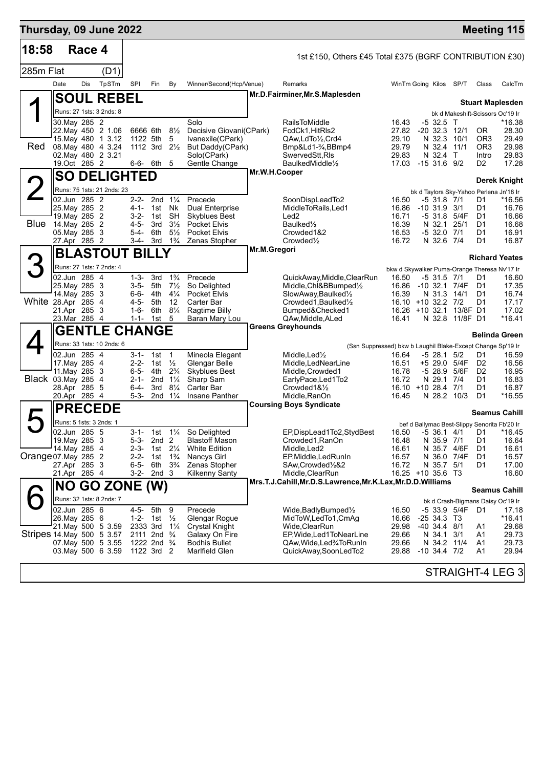# Thursday, 09 June 2022 — Meeting 115

**18:58 Race 4** — 1st £150, Others £45 Total £375 (BGRF CONTRIBUTION £30)

285m Flat (D1)

| Date | Dis | TpSTm | SPl | Fin | By | Winner/Second(Hcp/Venue) | Remarks | WinTm | Going | Kilos | SP/T | Class | CalcTm |
|---|---|---|---|---|---|---|---|---|---|---|---|---|---|

## 1 Red — SOUL REBEL
Mr.D.Fairminer,Mr.S.Maplesden — **Stuart Maplesden**
Runs: 27 1sts: 3 2nds: 8 — bk d Makeshift-Scissors Oc'19 Ir

| Date | Dis | TpSTm | SPl | Fin | By | Winner/Second(Hcp/Venue) | Remarks | WinTm | Going | Kilos | SP/T | Class | CalcTm |
|---|---|---|---|---|---|---|---|---|---|---|---|---|---|
| 30.May | 285 | 2 | | | | Solo | RailsToMiddle | 16.43 | -5 | 32.5 | T | | *16.38 |
| 22.May | 450 | 2 1.06 | 6666 | 6th | 8½ | Decisive Giovani(CPark) | FcdCk1,HitRls2 | 27.82 | -20 | 32.3 | 12/1 | OR | 28.30 |
| 15.May | 480 | 1 3.12 | 1122 | 5th | 5 | Ivanexile(CPark) | QAw,LdTo½,Crd4 | 29.10 | N | 32.3 | 10/1 | OR3 | 29.49 |
| 08.May | 480 | 4 3.24 | 1112 | 3rd | 2½ | But Daddy(CPark) | Bmp&Ld1-¾,BBmp4 | 29.79 | N | 32.4 | 11/1 | OR3 | 29.98 |
| 02.May | 480 | 2 3.21 | | | | Solo(CPark) | SwervedStt,Rls | 29.83 | N | 32.4 | T | Intro | 29.83 |
| 19.Oct | 285 | 2 | 6-6- | 6th | 5 | Gentle Change | BaulkedMiddle½ | 17.03 | -15 | 31.6 | 9/2 | D2 | 17.28 |

## 2 Blue — SO DELIGHTED
Mr.W.H.Cooper — **Derek Knight**
Runs: 75 1sts: 21 2nds: 23 — bk d Taylors Sky-Yahoo Perlena Jn'18 Ir

| Date | Dis | TpSTm | SPl | Fin | By | Winner/Second(Hcp/Venue) | Remarks | WinTm | Going | Kilos | SP/T | Class | CalcTm |
|---|---|---|---|---|---|---|---|---|---|---|---|---|---|
| 02.Jun | 285 | 2 | 2-2- | 2nd | 1¼ | Precede | SoonDispLeadTo2 | 16.50 | -5 | 31.8 | 7/1 | D1 | *16.56 |
| 25.May | 285 | 2 | 4-1- | 1st | Nk | Dual Enterprise | MiddleToRails,Led1 | 16.86 | -10 | 31.9 | 3/1 | D1 | 16.76 |
| 19.May | 285 | 2 | 3-2- | 1st | SH | Skyblues Best | Led2 | 16.71 | -5 | 31.8 | 5/4F | D1 | 16.66 |
| 14.May | 285 | 2 | 4-5- | 3rd | 3½ | Pocket Elvis | Baulked½ | 16.39 | N | 32.1 | 25/1 | D1 | 16.68 |
| 05.May | 285 | 3 | 5-4- | 6th | 5½ | Pocket Elvis | Crowded1&2 | 16.53 | -5 | 32.0 | 7/1 | D1 | 16.91 |
| 27.Apr | 285 | 2 | 3-4- | 3rd | 1¾ | Zenas Stopher | Crowded½ | 16.72 | N | 32.6 | 7/4 | D1 | 16.87 |

## 3 White — BLASTOUT BILLY
Mr.M.Gregori — **Richard Yeates**
Runs: 27 1sts: 7 2nds: 4 — bkw d Skywalker Puma-Orange Theresa Nv'17 Ir

| Date | Dis | TpSTm | SPl | Fin | By | Winner/Second(Hcp/Venue) | Remarks | WinTm | Going | Kilos | SP/T | Class | CalcTm |
|---|---|---|---|---|---|---|---|---|---|---|---|---|---|
| 02.Jun | 285 | 4 | 1-3- | 3rd | 1¾ | Precede | QuickAway,Middle,ClearRun | 16.50 | -5 | 31.5 | 7/1 | D1 | 16.60 |
| 25.May | 285 | 3 | 3-5- | 5th | 7½ | So Delighted | Middle,Chl&BBumped½ | 16.86 | -10 | 32.1 | 7/4F | D1 | 17.35 |
| 14.May | 285 | 3 | 6-6- | 4th | 4¼ | Pocket Elvis | SlowAway,Baulked½ | 16.39 | N | 31.3 | 14/1 | D1 | 16.74 |
| 28.Apr | 285 | 4 | 4-5- | 5th | 12 | Carter Bar | Crowded1,Baulked½ | 16.10 | +10 | 32.2 | 7/2 | D1 | 17.17 |
| 21.Apr | 285 | 3 | 1-6- | 6th | 8¼ | Ragtime Billy | Bumped&Checked1 | 16.26 | +10 | 32.1 | 13/8F | D1 | 17.02 |
| 23.Mar | 285 | 4 | 1-1- | 1st | 5 | Baran Mary Lou | QAw,Middle,ALed | 16.41 | N | 32.8 | 11/8F | D1 | *16.41 |

## 4 Black — GENTLE CHANGE
Greens Greyhounds — **Belinda Green**
Runs: 33 1sts: 10 2nds: 6 — (Ssn Suppressed) bkw b Laughil Blake-Except Change Sp'19 Ir

| Date | Dis | TpSTm | SPl | Fin | By | Winner/Second(Hcp/Venue) | Remarks | WinTm | Going | Kilos | SP/T | Class | CalcTm |
|---|---|---|---|---|---|---|---|---|---|---|---|---|---|
| 02.Jun | 285 | 4 | 3-1- | 1st | 1 | Mineola Elegant | Middle,Led½ | 16.64 | -5 | 28.1 | 5/2 | D1 | 16.59 |
| 17.May | 285 | 4 | 2-2- | 1st | ½ | Glengar Belle | Middle,LedNearLine | 16.51 | +5 | 29.0 | 5/4F | D2 | 16.56 |
| 11.May | 285 | 3 | 6-5- | 4th | 2¾ | Skyblues Best | Middle,Crowded1 | 16.78 | -5 | 28.9 | 5/6F | D2 | 16.95 |
| 03.May | 285 | 4 | 2-1- | 2nd | 1¼ | Sharp Sam | EarlyPace,Led1To2 | 16.72 | N | 29.1 | 7/4 | D1 | 16.83 |
| 28.Apr | 285 | 5 | 6-4- | 3rd | 8¼ | Carter Bar | Crowded1&½ | 16.10 | +10 | 28.4 | 7/1 | D1 | 16.87 |
| 20.Apr | 285 | 4 | 5-3- | 2nd | 1¼ | Insane Panther | Middle,RanOn | 16.45 | N | 28.2 | 10/3 | D1 | *16.55 |

## 5 Orange — PRECEDE
Coursing Boys Syndicate — **Seamus Cahill**
Runs: 5 1sts: 3 2nds: 1 — bef d Ballymac Best-Slippy Senorita Fb'20 Ir

| Date | Dis | TpSTm | SPl | Fin | By | Winner/Second(Hcp/Venue) | Remarks | WinTm | Going | Kilos | SP/T | Class | CalcTm |
|---|---|---|---|---|---|---|---|---|---|---|---|---|---|
| 02.Jun | 285 | 5 | 3-1- | 1st | 1¼ | So Delighted | EP,DispLead1To2,StydBest | 16.50 | -5 | 36.1 | 4/1 | D1 | *16.45 |
| 19.May | 285 | 3 | 5-3- | 2nd | 2 | Blastoff Mason | Crowded1,RanOn | 16.48 | N | 35.9 | 7/1 | D1 | 16.64 |
| 14.May | 285 | 4 | 2-3- | 1st | 2¼ | White Edition | Middle,Led2 | 16.61 | N | 35.7 | 4/6F | D1 | 16.61 |
| 07.May | 285 | 2 | 2-2- | 1st | 1¾ | Nancys Girl | EP,Middle,LedRunIn | 16.57 | N | 36.0 | 7/4F | D1 | 16.57 |
| 27.Apr | 285 | 3 | 6-5- | 6th | 3¾ | Zenas Stopher | SAw,Crowded½&2 | 16.72 | N | 35.7 | 5/1 | D1 | 17.00 |
| 21.Apr | 285 | 4 | 3-2- | 2nd | 3 | Kilkenny Santy | Middle,ClearRun | 16.25 | +10 | 35.6 | T3 | | 16.60 |

## 6 Stripes — NO GO ZONE (W)
Mrs.T.J.Cahill,Mr.D.S.Lawrence,Mr.K.Lax,Mr.D.D.Williams — **Seamus Cahill**
Runs: 32 1sts: 8 2nds: 7 — bk d Crash-Bigmans Daisy Oc'19 Ir

| Date | Dis | TpSTm | SPl | Fin | By | Winner/Second(Hcp/Venue) | Remarks | WinTm | Going | Kilos | SP/T | Class | CalcTm |
|---|---|---|---|---|---|---|---|---|---|---|---|---|---|
| 02.Jun | 285 | 6 | 4-5- | 5th | 9 | Precede | Wide,BadlyBumped½ | 16.50 | -5 | 33.9 | 5/4F | D1 | 17.18 |
| 26.May | 285 | 6 | 1-2- | 1st | ½ | Glengar Rogue | MidToW,LedTo1,CmAg | 16.66 | -25 | 34.3 | T3 | | *16.41 |
| 21.May | 500 | 5 3.59 | 2333 | 3rd | 1¼ | Crystal Knight | Wide,ClearRun | 29.98 | -40 | 34.4 | 8/1 | A1 | 29.68 |
| 14.May | 500 | 5 3.57 | 2111 | 2nd | ¾ | Galaxy On Fire | EP,Wide,Led1ToNearLine | 29.66 | N | 34.1 | 3/1 | A1 | 29.73 |
| 07.May | 500 | 5 3.55 | 1222 | 2nd | ¾ | Bodhis Bullet | QAw,Wide,Led¾ToRunIn | 29.66 | N | 34.2 | 11/4 | A1 | 29.73 |
| 03.May | 500 | 6 3.59 | 1122 | 3rd | 2 | Marlfield Glen | QuickAway,SoonLedTo2 | 29.88 | -10 | 34.4 | 7/2 | A1 | 29.94 |

STRAIGHT-4 LEG 3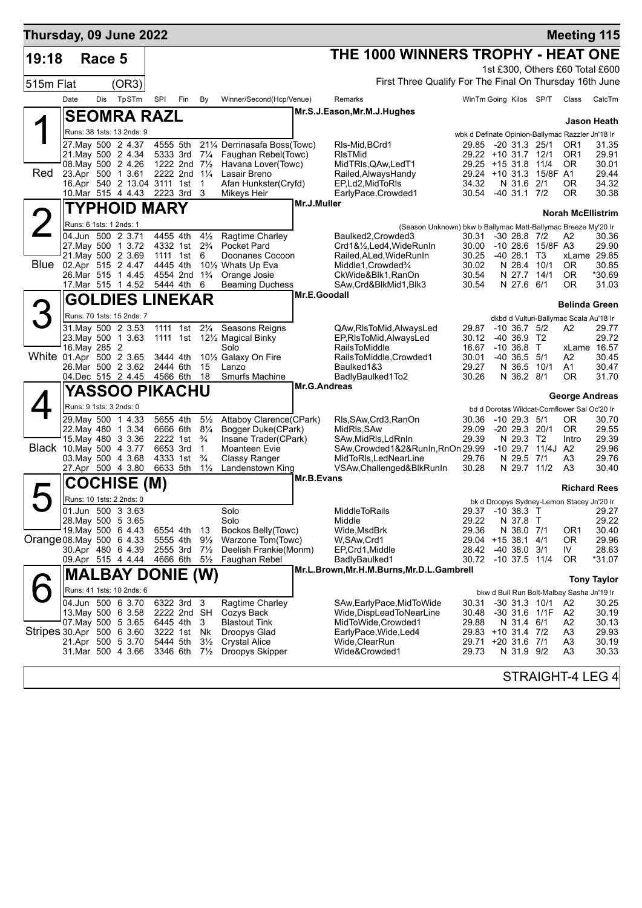**Thursday, 09 June 2022** — **Meeting 115**

## 19:18 Race 5 — THE 1000 WINNERS TROPHY - HEAT ONE

515m Flat (OR3)

1st £300, Others £60 Total £600

First Three Qualify For The Final On Thursday 16th June

| Date | Dis | TpSTm | SPI | Fin | By | Winner/Second(Hcp/Venue) | Remarks | WinTm | Going | Kilos | SP/T | Class | CalcTm |
|---|---|---|---|---|---|---|---|---|---|---|---|---|---|

### 1 — SEOMRA RAZL (Red)
Mr.S.J.Eason,Mr.M.J.Hughes — Trainer: **Jason Heath**

Runs: 38 1sts: 13 2nds: 9 — wbk d Definate Opinion-Ballymac Razzler Jn'18 Ir

| Date | Dis | TpSTm | SPI | Fin | By | Winner/Second(Hcp/Venue) | Remarks | WinTm | Going | Kilos | SP/T | Class | CalcTm |
|---|---|---|---|---|---|---|---|---|---|---|---|---|---|
| 27.May | 500 | 2 4.37 | 4555 | 5th | 21¼ | Derrinasafa Boss(Towc) | Rls-Mid,BCrd1 | 29.85 | -20 | 31.3 | 25/1 | OR1 | 31.35 |
| 21.May | 500 | 2 4.34 | 5333 | 3rd | 7¼ | Faughan Rebel(Towc) | RlsTMid | 29.22 | +10 | 31.7 | 12/1 | OR1 | 29.91 |
| 08.May | 500 | 2 4.26 | 1222 | 2nd | 7½ | Havana Lover(Towc) | MidTRls,QAw,LedT1 | 29.25 | +15 | 31.8 | 11/4 | OR | 30.01 |
| 23.Apr | 500 | 1 3.61 | 2222 | 2nd | 1¼ | Lasair Breno | Railed,AlwaysHandy | 29.24 | +10 | 31.3 | 15/8F | A1 | 29.44 |
| 16.Apr | 540 | 2 13.04 | 3111 | 1st | 1 | Afan Hunkster(Cryfd) | EP,Ld2,MidToRls | 34.32 | N | 31.6 | 2/1 | OR | 34.32 |
| 10.Mar | 515 | 4 4.43 | 2223 | 3rd | 3 | Mikeys Heir | EarlyPace,Crowded1 | 30.54 | -40 | 31.1 | 7/2 | OR | 30.38 |

### 2 — TYPHOID MARY (Blue)
Mr.J.Muller — Trainer: **Norah McEllistrim**

Runs: 6 1sts: 1 2nds: 1 — (Season Unknown) bkw b Ballymac Matt-Ballymac Breeze My'20 Ir

| Date | Dis | TpSTm | SPI | Fin | By | Winner/Second(Hcp/Venue) | Remarks | WinTm | Going | Kilos | SP/T | Class | CalcTm |
|---|---|---|---|---|---|---|---|---|---|---|---|---|---|
| 04.Jun | 500 | 2 3.71 | 4455 | 4th | 4½ | Ragtime Charley | Baulked2,Crowded3 | 30.31 | -30 | 28.8 | 7/2 | A2 | 30.36 |
| 27.May | 500 | 1 3.72 | 4332 | 1st | 2¾ | Pocket Pard | Crd1&½,Led4,WideRunIn | 30.00 | -10 | 28.6 | 15/8F | A3 | 29.90 |
| 21.May | 500 | 2 3.69 | 1111 | 1st | 6 | Doonanes Cocoon | Railed,ALed,WideRunIn | 30.25 | -40 | 28.1 | T3 | xLame | 29.85 |
| 02.Apr | 515 | 2 4.47 | 4445 | 4th | 10½ | Whats Up Eva | Middle1,Crowded¾ | 30.02 | N | 28.4 | 10/1 | OR | 30.85 |
| 26.Mar | 515 | 1 4.45 | 4554 | 2nd | 1¾ | Orange Josie | CkWide&Blk1,RanOn | 30.54 | N | 27.7 | 14/1 | OR | *30.69 |
| 17.Mar | 515 | 1 4.52 | 5444 | 4th | 6 | Beaming Duchess | SAw,Crd&BlkMid1,Blk3 | 30.54 | N | 27.6 | 6/1 | OR | 31.03 |

### 3 — GOLDIES LINEKAR (White)
Mr.E.Goodall — Trainer: **Belinda Green**

Runs: 70 1sts: 15 2nds: 7 — dkbd d Vulturi-Ballymac Scala Au'18 Ir

| Date | Dis | TpSTm | SPI | Fin | By | Winner/Second(Hcp/Venue) | Remarks | WinTm | Going | Kilos | SP/T | Class | CalcTm |
|---|---|---|---|---|---|---|---|---|---|---|---|---|---|
| 31.May | 500 | 2 3.53 | 1111 | 1st | 2¼ | Seasons Reigns | QAw,RlsToMid,AlwaysLed | 29.87 | -10 | 36.7 | 5/2 | A2 | 29.77 |
| 23.May | 500 | 1 3.63 | 1111 | 1st | 12½ | Magical Binky | EP,RlsToMid,AlwaysLed | 30.12 | -40 | 36.9 | T2 | | 29.72 |
| 16.May | 285 | 2 | | | | Solo | RailsToMiddle | 16.67 | -10 | 36.8 | T | xLame | 16.57 |
| 01.Apr | 500 | 2 3.65 | 3444 | 4th | 10½ | Galaxy On Fire | RailsToMiddle,Crowded1 | 30.01 | -40 | 36.5 | 5/1 | A2 | 30.45 |
| 26.Mar | 500 | 2 3.62 | 2444 | 6th | 15 | Lanzo | Baulked1&3 | 29.27 | N | 36.5 | 10/1 | A1 | 30.47 |
| 04.Dec | 515 | 2 4.45 | 4566 | 6th | 18 | Smurfs Machine | BadlyBaulked1To2 | 30.26 | N | 36.2 | 8/1 | OR | 31.70 |

### 4 — YASSOO PIKACHU (Black)
Mr.G.Andreas — Trainer: **George Andreas**

Runs: 9 1sts: 3 2nds: 0 — bd d Dorotas Wildcat-Cornflower Sal Oc'20 Ir

| Date | Dis | TpSTm | SPI | Fin | By | Winner/Second(Hcp/Venue) | Remarks | WinTm | Going | Kilos | SP/T | Class | CalcTm |
|---|---|---|---|---|---|---|---|---|---|---|---|---|---|
| 29.May | 500 | 1 4.33 | 5655 | 4th | 5½ | Attaboy Clarence(CPark) | Rls,SAw,Crd3,RanOn | 30.36 | -10 | 29.3 | 5/1 | OR | 30.70 |
| 22.May | 480 | 1 3.34 | 6666 | 6th | 8¼ | Bogger Duke(CPark) | MidRls,SAw | 29.09 | -20 | 29.3 | 20/1 | OR | 29.55 |
| 15.May | 480 | 3 3.36 | 2222 | 1st | ¾ | Insane Trader(CPark) | SAw,MidRls,LdRnIn | 29.39 | N | 29.3 | T2 | Intro | 29.39 |
| 10.May | 500 | 4 3.77 | 6653 | 3rd | 1 | Moanteen Evie | SAw,Crowded1&2&RunIn,RnOn | 29.99 | -10 | 29.7 | 11/4J | A2 | 29.96 |
| 03.May | 500 | 4 3.68 | 4333 | 1st | ¾ | Classy Ranger | MidToRls,LedNearLine | 29.76 | N | 29.5 | 7/1 | A3 | 29.76 |
| 27.Apr | 500 | 4 3.80 | 6633 | 5th | 1½ | Landenstown King | VSAw,Challenged&BlkRunIn | 30.28 | N | 29.7 | 11/2 | A3 | 30.40 |

### 5 — COCHISE (M) (Orange)
Mr.B.Evans — Trainer: **Richard Rees**

Runs: 10 1sts: 2 2nds: 0 — bk d Droopys Sydney-Lemon Stacey Jn'20 Ir

| Date | Dis | TpSTm | SPI | Fin | By | Winner/Second(Hcp/Venue) | Remarks | WinTm | Going | Kilos | SP/T | Class | CalcTm |
|---|---|---|---|---|---|---|---|---|---|---|---|---|---|
| 01.Jun | 500 | 3 3.63 | | | | Solo | MiddleToRails | 29.37 | -10 | 38.3 | T | | 29.27 |
| 28.May | 500 | 5 3.65 | | | | Solo | Middle | 29.22 | N | 37.8 | T | | 29.22 |
| 19.May | 500 | 6 4.43 | 6554 | 4th | 13 | Bockos Belly(Towc) | Wide,MsdBrk | 29.36 | N | 38.0 | 7/1 | OR1 | 30.40 |
| 08.May | 500 | 6 4.33 | 5555 | 4th | 9½ | Warzone Tom(Towc) | W,SAw,Crd1 | 29.04 | +15 | 38.1 | 4/1 | OR | 29.96 |
| 30.Apr | 480 | 6 4.39 | 2555 | 3rd | 7½ | Deelish Frankie(Monm) | EP,Crd1,Middle | 28.42 | -40 | 38.0 | 3/1 | IV | 28.63 |
| 09.Apr | 515 | 4 4.44 | 4666 | 6th | 5½ | Faughan Rebel | BadlyBaulked1 | 30.72 | -10 | 37.5 | 11/4 | OR | *31.07 |

### 6 — MALBAY DONIE (W) (Stripes)
Mr.L.Brown,Mr.H.M.Burns,Mr.D.L.Gambrell — Trainer: **Tony Taylor**

Runs: 41 1sts: 10 2nds: 6 — bkw d Bull Run Bolt-Malbay Sasha Jn'19 Ir

| Date | Dis | TpSTm | SPI | Fin | By | Winner/Second(Hcp/Venue) | Remarks | WinTm | Going | Kilos | SP/T | Class | CalcTm |
|---|---|---|---|---|---|---|---|---|---|---|---|---|---|
| 04.Jun | 500 | 6 3.70 | 6322 | 3rd | 3 | Ragtime Charley | SAw,EarlyPace,MidToWide | 30.31 | -30 | 31.3 | 10/1 | A2 | 30.25 |
| 13.May | 500 | 6 3.58 | 2222 | 2nd | SH | Cozys Back | Wide,DispLeadToNearLine | 30.48 | -30 | 31.6 | 1/1F | A2 | 30.19 |
| 07.May | 500 | 5 3.65 | 6445 | 4th | 3 | Blastout Tink | MidToWide,Crowded1 | 29.88 | N | 31.4 | 6/1 | A2 | 30.13 |
| 30.Apr | 500 | 6 3.60 | 3222 | 1st | Nk | Droopys Glad | EarlyPace,Wide,Led4 | 29.83 | +10 | 31.4 | 7/2 | A3 | 29.93 |
| 21.Apr | 500 | 5 3.70 | 5444 | 5th | 3½ | Crystal Alice | Wide,ClearRun | 29.71 | +20 | 31.6 | 7/1 | A3 | 30.19 |
| 31.Mar | 500 | 4 3.66 | 3346 | 6th | 7½ | Droopys Skipper | Wide&Crowded1 | 29.73 | N | 31.9 | 9/2 | A3 | 30.33 |

STRAIGHT-4 LEG 4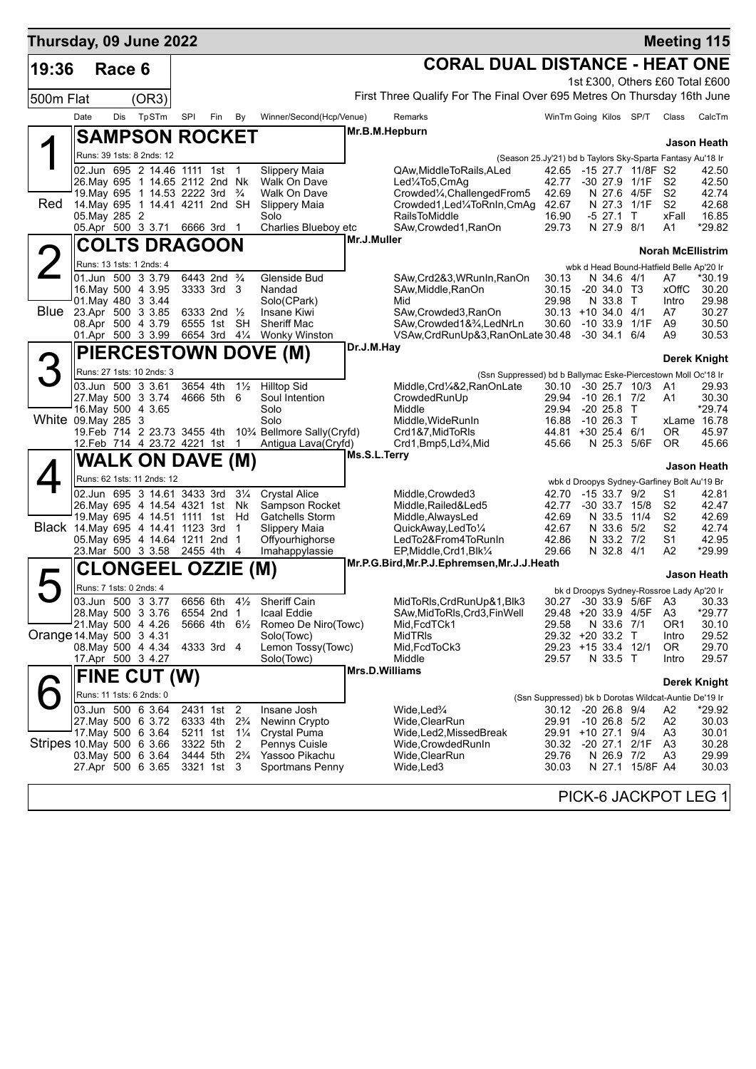# Thursday, 09 June 2022 — Meeting 115

**19:36 — Race 6 — 500m Flat (OR3)**

## CORAL DUAL DISTANCE - HEAT ONE

1st £300, Others £60 Total £600

First Three Qualify For The Final Over 695 Metres On Thursday 16th June

### 1 (Red) SAMPSON ROCKET — Mr.B.M.Hepburn — Jason Heath

Runs: 39 1sts: 8 2nds: 12 — (Season 25.Jy'21) bd b Taylors Sky-Sparta Fantasy Au'18 Ir

| Date | Dis | Tp | STm | SPI | Fin | By | Winner/Second(Hcp/Venue) | Remarks | WinTm | Going | Kilos | SP/T | Class | CalcTm |
|---|---|---|---|---|---|---|---|---|---|---|---|---|---|---|
| 02.Jun | 695 | 2 | 14.46 | 1111 | 1st | 1 | Slippery Maia | QAw,MiddleToRails,ALed | 42.65 | -15 | 27.7 | 11/8F | S2 | 42.50 |
| 26.May | 695 | 1 | 14.65 | 2112 | 2nd | Nk | Walk On Dave | Led¼To5,CmAg | 42.77 | -30 | 27.9 | 1/1F | S2 | 42.50 |
| 19.May | 695 | 1 | 14.53 | 2222 | 3rd | ¾ | Walk On Dave | Crowded¼,ChallengedFrom5 | 42.69 | N | 27.6 | 4/5F | S2 | 42.74 |
| 14.May | 695 | 1 | 14.41 | 4211 | 2nd | SH | Slippery Maia | Crowded1,Led¼ToRnIn,CmAg | 42.67 | N | 27.3 | 1/1F | S2 | 42.68 |
| 05.May | 285 | 2 | | | | | Solo | RailsToMiddle | 16.90 | -5 | 27.1 | T | xFall | 16.85 |
| 05.Apr | 500 | 3 | 3.71 | 6666 | 3rd | 1 | Charlies Blueboy etc | SAw,Crowded1,RanOn | 29.73 | N | 27.9 | 8/1 | A1 | *29.82 |

### 2 (Blue) COLTS DRAGOON — Mr.J.Muller — Norah McEllistrim

Runs: 13 1sts: 1 2nds: 4 — wbk d Head Bound-Hatfield Belle Ap'20 Ir

| Date | Dis | Tp | STm | SPI | Fin | By | Winner/Second(Hcp/Venue) | Remarks | WinTm | Going | Kilos | SP/T | Class | CalcTm |
|---|---|---|---|---|---|---|---|---|---|---|---|---|---|---|
| 01.Jun | 500 | 3 | 3.79 | 6443 | 2nd | ¾ | Glenside Bud | SAw,Crd2&3,WRunIn,RanOn | 30.13 | N | 34.6 | 4/1 | A7 | *30.19 |
| 16.May | 500 | 4 | 3.95 | 3333 | 3rd | 3 | Nandad | SAw,Middle,RanOn | 30.15 | -20 | 34.0 | T3 | xOffC | 30.20 |
| 01.May | 480 | 3 | 3.44 | | | | Solo(CPark) | Mid | 29.98 | N | 33.8 | T | Intro | 29.98 |
| 23.Apr | 500 | 3 | 3.85 | 6333 | 2nd | ½ | Insane Kiwi | SAw,Crowded3,RanOn | 30.13 | +10 | 34.0 | 4/1 | A7 | 30.27 |
| 08.Apr | 500 | 4 | 3.79 | 6555 | 1st | SH | Sheriff Mac | SAw,Crowded1&¾,LedNrLn | 30.60 | -10 | 33.9 | 1/1F | A9 | 30.50 |
| 01.Apr | 500 | 3 | 3.99 | 6654 | 3rd | 4¼ | Wonky Winston | VSAw,CrdRunUp&3,RanOnLate | 30.48 | -30 | 34.1 | 6/4 | A9 | 30.53 |

### 3 (White) PIERCESTOWN DOVE (M) — Dr.J.M.Hay — Derek Knight

Runs: 27 1sts: 10 2nds: 3 — (Ssn Suppressed) bd b Ballymac Eske-Piercestown Moll Oc'18 Ir

| Date | Dis | Tp | STm | SPI | Fin | By | Winner/Second(Hcp/Venue) | Remarks | WinTm | Going | Kilos | SP/T | Class | CalcTm |
|---|---|---|---|---|---|---|---|---|---|---|---|---|---|---|
| 03.Jun | 500 | 3 | 3.61 | 3654 | 4th | 1½ | Hilltop Sid | Middle,Crd¼&2,RanOnLate | 30.10 | -30 | 25.7 | 10/3 | A1 | 29.93 |
| 27.May | 500 | 3 | 3.74 | 4666 | 5th | 6 | Soul Intention | CrowdedRunUp | 29.94 | -10 | 26.1 | 7/2 | A1 | 30.30 |
| 16.May | 500 | 4 | 3.65 | | | | Solo | Middle | 29.94 | -20 | 25.8 | T | | *29.74 |
| 09.May | 285 | 3 | | | | | Solo | Middle,WideRunIn | 16.88 | -10 | 26.3 | T | xLame | 16.78 |
| 19.Feb | 714 | 2 | 23.73 | 3455 | 4th | 10¾ | Bellmore Sally(Cryfd) | Crd1&7,MidToRls | 44.81 | +30 | 25.4 | 6/1 | OR | 45.97 |
| 12.Feb | 714 | 4 | 23.72 | 4221 | 1st | 1 | Antigua Lava(Cryfd) | Crd1,Bmp5,Ld¾,Mid | 45.66 | N | 25.3 | 5/6F | OR | 45.66 |

### 4 (Black) WALK ON DAVE (M) — Ms.S.L.Terry — Jason Heath

Runs: 62 1sts: 11 2nds: 12 — wbk d Droopys Sydney-Garfiney Bolt Au'19 Br

| Date | Dis | Tp | STm | SPI | Fin | By | Winner/Second(Hcp/Venue) | Remarks | WinTm | Going | Kilos | SP/T | Class | CalcTm |
|---|---|---|---|---|---|---|---|---|---|---|---|---|---|---|
| 02.Jun | 695 | 3 | 14.61 | 3433 | 3rd | 3¼ | Crystal Alice | Middle,Crowded3 | 42.70 | -15 | 33.7 | 9/2 | S1 | 42.81 |
| 26.May | 695 | 4 | 14.54 | 4321 | 1st | Nk | Sampson Rocket | Middle,Railed&Led5 | 42.77 | -30 | 33.7 | 15/8 | S2 | 42.47 |
| 19.May | 695 | 4 | 14.51 | 1111 | 1st | Hd | Gatchells Storm | Middle,AlwaysLed | 42.69 | N | 33.5 | 11/4 | S2 | 42.69 |
| 14.May | 695 | 4 | 14.41 | 1123 | 3rd | 1 | Slippery Maia | QuickAway,LedTo¼ | 42.67 | N | 33.6 | 5/2 | S2 | 42.74 |
| 05.May | 695 | 4 | 14.64 | 1211 | 2nd | 1 | Offyourhighorse | LedTo2&From4ToRunIn | 42.86 | N | 33.2 | 7/2 | S1 | 42.95 |
| 23.Mar | 500 | 3 | 3.58 | 2455 | 4th | 4 | Imahappylassie | EP,Middle,Crd1,Blk¼ | 29.66 | N | 32.8 | 4/1 | A2 | *29.99 |

### 5 (Orange) CLONGEEL OZZIE (M) — Mr.P.G.Bird,Mr.P.J.Ephremsen,Mr.J.J.Heath — Jason Heath

Runs: 7 1sts: 0 2nds: 4 — bk d Droopys Sydney-Rossroe Lady Ap'20 Ir

| Date | Dis | Tp | STm | SPI | Fin | By | Winner/Second(Hcp/Venue) | Remarks | WinTm | Going | Kilos | SP/T | Class | CalcTm |
|---|---|---|---|---|---|---|---|---|---|---|---|---|---|---|
| 03.Jun | 500 | 3 | 3.77 | 6656 | 6th | 4½ | Sheriff Cain | MidToRls,CrdRunUp&1,Blk3 | 30.27 | -30 | 33.9 | 5/6F | A3 | 30.33 |
| 28.May | 500 | 3 | 3.76 | 6554 | 2nd | 1 | Icaal Eddie | SAw,MidToRls,Crd3,FinWell | 29.48 | +20 | 33.9 | 4/5F | A3 | *29.77 |
| 21.May | 500 | 4 | 4.26 | 5666 | 4th | 6½ | Romeo De Niro(Towc) | Mid,FcdTCk1 | 29.58 | N | 33.6 | 7/1 | OR1 | 30.10 |
| 14.May | 500 | 3 | 4.31 | | | | Solo(Towc) | MidTRls | 29.32 | +20 | 33.2 | T | Intro | 29.52 |
| 08.May | 500 | 4 | 4.34 | 4333 | 3rd | 4 | Lemon Tossy(Towc) | Mid,FcdToCk3 | 29.23 | +15 | 33.4 | 12/1 | OR | 29.70 |
| 17.Apr | 500 | 3 | 4.27 | | | | Solo(Towc) | Middle | 29.57 | N | 33.5 | T | Intro | 29.57 |

### 6 (Stripes) FINE CUT (W) — Mrs.D.Williams — Derek Knight

Runs: 11 1sts: 6 2nds: 0 — (Ssn Suppressed) bk b Dorotas Wildcat-Auntie De'19 Ir

| Date | Dis | Tp | STm | SPI | Fin | By | Winner/Second(Hcp/Venue) | Remarks | WinTm | Going | Kilos | SP/T | Class | CalcTm |
|---|---|---|---|---|---|---|---|---|---|---|---|---|---|---|
| 03.Jun | 500 | 6 | 3.64 | 2431 | 1st | 2 | Insane Josh | Wide,Led¾ | 30.12 | -20 | 26.8 | 9/4 | A2 | *29.92 |
| 27.May | 500 | 6 | 3.72 | 6333 | 4th | 2¾ | Newinn Crypto | Wide,ClearRun | 29.91 | -10 | 26.8 | 5/2 | A2 | 30.03 |
| 17.May | 500 | 6 | 3.64 | 5211 | 1st | 1¼ | Crystal Puma | Wide,Led2,MissedBreak | 29.91 | +10 | 27.1 | 9/4 | A3 | 30.01 |
| 10.May | 500 | 6 | 3.66 | 3322 | 5th | 2 | Pennys Cuisle | Wide,CrowdedRunIn | 30.32 | -20 | 27.1 | 2/1F | A3 | 30.28 |
| 03.May | 500 | 6 | 3.64 | 3444 | 5th | 2¾ | Yassoo Pikachu | Wide,ClearRun | 29.76 | N | 26.9 | 7/2 | A3 | 29.99 |
| 27.Apr | 500 | 6 | 3.65 | 3321 | 1st | 3 | Sportmans Penny | Wide,Led3 | 30.03 | N | 27.1 | 15/8F | A4 | 30.03 |

PICK-6 JACKPOT LEG 1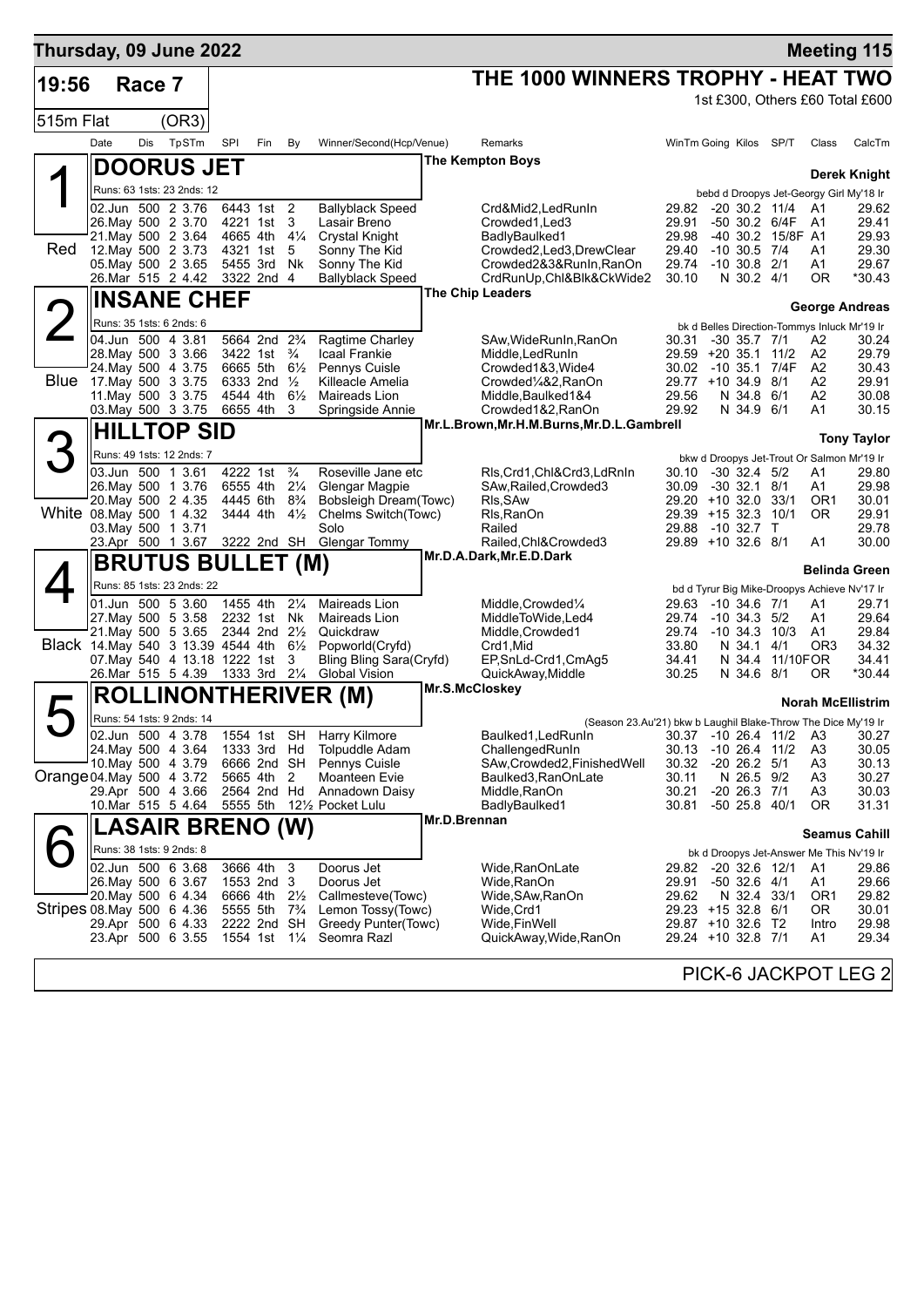# Thursday, 09 June 2022 — Meeting 115

## 19:56 Race 7 — THE 1000 WINNERS TROPHY - HEAT TWO

515m Flat (OR3)

1st £300, Others £60 Total £600

### 1 — DOORUS JET (Red)

The Kempton Boys — Trainer: Derek Knight

Runs: 63 1sts: 23 2nds: 12 — bebd d Droopys Jet-Georgy Girl My'18 Ir

| Date | Dis | TpSTm | SPI | Fin | By | Winner/Second(Hcp/Venue) | Remarks | WinTm | Going | Kilos | SP/T | Class | CalcTm |
|---|---|---|---|---|---|---|---|---|---|---|---|---|---|
| 02.Jun | 500 | 2 3.76 | 6443 | 1st | 2 | Ballyblack Speed | Crd&Mid2,LedRunIn | 29.82 | -20 | 30.2 | 11/4 | A1 | 29.62 |
| 26.May | 500 | 2 3.70 | 4221 | 1st | 3 | Lasair Breno | Crowded1,Led3 | 29.91 | -50 | 30.2 | 6/4F | A1 | 29.41 |
| 21.May | 500 | 2 3.64 | 4665 | 4th | 4¼ | Crystal Knight | BadlyBaulked1 | 29.98 | -40 | 30.2 | 15/8F | A1 | 29.93 |
| 12.May | 500 | 2 3.73 | 4321 | 1st | 5 | Sonny The Kid | Crowded2,Led3,DrewClear | 29.40 | -10 | 30.5 | 7/4 | A1 | 29.30 |
| 05.May | 500 | 2 3.65 | 5455 | 3rd | Nk | Sonny The Kid | Crowded2&3&RunIn,RanOn | 29.74 | -10 | 30.8 | 2/1 | A1 | 29.67 |
| 26.Mar | 515 | 2 4.42 | 3322 | 2nd | 4 | Ballyblack Speed | CrdRunUp,Chl&Blk&CkWide2 | 30.10 | N | 30.2 | 4/1 | OR | *30.43 |

### 2 — INSANE CHEF (Blue)

The Chip Leaders — Trainer: George Andreas

Runs: 35 1sts: 6 2nds: 6 — bk d Belles Direction-Tommys Inluck Mr'19 Ir

| Date | Dis | TpSTm | SPI | Fin | By | Winner/Second(Hcp/Venue) | Remarks | WinTm | Going | Kilos | SP/T | Class | CalcTm |
|---|---|---|---|---|---|---|---|---|---|---|---|---|---|
| 04.Jun | 500 | 4 3.81 | 5664 | 2nd | 2¾ | Ragtime Charley | SAw,WideRunIn,RanOn | 30.31 | -30 | 35.7 | 7/1 | A2 | 30.24 |
| 28.May | 500 | 3 3.66 | 3422 | 1st | ¾ | Icaal Frankie | Middle,LedRunIn | 29.59 | +20 | 35.1 | 11/2 | A2 | 29.79 |
| 24.May | 500 | 3 3.75 | 6665 | 5th | 6½ | Pennys Cuisle | Crowded1&3,Wide4 | 30.02 | -10 | 35.1 | 7/4F | A2 | 30.43 |
| 17.May | 500 | 3 3.75 | 6333 | 2nd | ½ | Killeacle Amelia | Crowded¼&2,RanOn | 29.77 | +10 | 34.9 | 8/1 | A2 | 29.91 |
| 11.May | 500 | 3 3.75 | 4544 | 4th | 6½ | Maireads Lion | Middle,Baulked1&4 | 29.56 | N | 34.8 | 6/1 | A2 | 30.08 |
| 03.May | 500 | 3 3.75 | 6655 | 4th | 3 | Springside Annie | Crowded1&2,RanOn | 29.92 | N | 34.9 | 6/1 | A1 | 30.15 |

### 3 — HILLTOP SID (White)

Mr.L.Brown,Mr.H.M.Burns,Mr.D.L.Gambrell — Trainer: Tony Taylor

Runs: 49 1sts: 12 2nds: 7 — bkw d Droopys Jet-Trout Or Salmon Mr'19 Ir

| Date | Dis | TpSTm | SPI | Fin | By | Winner/Second(Hcp/Venue) | Remarks | WinTm | Going | Kilos | SP/T | Class | CalcTm |
|---|---|---|---|---|---|---|---|---|---|---|---|---|---|
| 03.Jun | 500 | 1 3.61 | 4222 | 1st | ¾ | Roseville Jane etc | Rls,Crd1,Chl&Crd3,LdRnIn | 30.10 | -30 | 32.4 | 5/2 | A1 | 29.80 |
| 26.May | 500 | 1 3.76 | 6555 | 4th | 2¼ | Glengar Magpie | SAw,Railed,Crowded3 | 30.09 | -30 | 32.1 | 8/1 | A1 | 29.98 |
| 20.May | 500 | 2 4.35 | 4445 | 6th | 8¾ | Bobsleigh Dream(Towc) | Rls,SAw | 29.20 | +10 | 32.0 | 33/1 | OR1 | 30.01 |
| 08.May | 500 | 1 4.32 | 3444 | 4th | 4½ | Chelms Switch(Towc) | Rls,RanOn | 29.39 | +15 | 32.3 | 10/1 | OR | 29.91 |
| 03.May | 500 | 1 3.71 | | | | Solo | Railed | 29.88 | -10 | 32.7 | T | | 29.78 |
| 23.Apr | 500 | 1 3.67 | 3222 | 2nd | SH | Glengar Tommy | Railed,Chl&Crowded3 | 29.89 | +10 | 32.6 | 8/1 | A1 | 30.00 |

### 4 — BRUTUS BULLET (M) (Black)

Mr.D.A.Dark,Mr.E.D.Dark — Trainer: Belinda Green

Runs: 85 1sts: 23 2nds: 22 — bd d Tyrur Big Mike-Droopys Achieve Nv'17 Ir

| Date | Dis | TpSTm | SPI | Fin | By | Winner/Second(Hcp/Venue) | Remarks | WinTm | Going | Kilos | SP/T | Class | CalcTm |
|---|---|---|---|---|---|---|---|---|---|---|---|---|---|
| 01.Jun | 500 | 5 3.60 | 1455 | 4th | 2¼ | Maireads Lion | Middle,Crowded¼ | 29.63 | -10 | 34.6 | 7/1 | A1 | 29.71 |
| 27.May | 500 | 5 3.58 | 2232 | 1st | Nk | Maireads Lion | MiddleToWide,Led4 | 29.74 | -10 | 34.3 | 5/2 | A1 | 29.64 |
| 21.May | 500 | 5 3.65 | 2344 | 2nd | 2½ | Quickdraw | Middle,Crowded1 | 29.74 | -10 | 34.3 | 10/3 | A1 | 29.84 |
| 14.May | 540 | 3 13.39 | 4544 | 4th | 6½ | Popworld(Cryfd) | Crd1,Mid | 33.80 | N | 34.1 | 4/1 | OR3 | 34.32 |
| 07.May | 540 | 4 13.18 | 1222 | 1st | 3 | Bling Bling Sara(Cryfd) | EP,SnLd-Crd1,CmAg5 | 34.41 | N | 34.4 | 11/10F | OR | 34.41 |
| 26.Mar | 515 | 5 4.39 | 1333 | 3rd | 2¼ | Global Vision | QuickAway,Middle | 30.25 | N | 34.6 | 8/1 | OR | *30.44 |

### 5 — ROLLINONTHERIVER (M) (Orange)

Mr.S.McCloskey — Trainer: Norah McEllistrim

Runs: 54 1sts: 9 2nds: 14 — (Season 23.Au'21) bkw b Laughil Blake-Throw The Dice My'19 Ir

| Date | Dis | TpSTm | SPI | Fin | By | Winner/Second(Hcp/Venue) | Remarks | WinTm | Going | Kilos | SP/T | Class | CalcTm |
|---|---|---|---|---|---|---|---|---|---|---|---|---|---|
| 02.Jun | 500 | 4 3.78 | 1554 | 1st | SH | Harry Kilmore | Baulked1,LedRunIn | 30.37 | -10 | 26.4 | 11/2 | A3 | 30.27 |
| 24.May | 500 | 4 3.64 | 1333 | 3rd | Hd | Tolpuddle Adam | ChallengedRunIn | 30.13 | -10 | 26.4 | 11/2 | A3 | 30.05 |
| 10.May | 500 | 4 3.79 | 6666 | 2nd | SH | Pennys Cuisle | SAw,Crowded2,FinishedWell | 30.32 | -20 | 26.2 | 5/1 | A3 | 30.13 |
| 04.May | 500 | 4 3.72 | 5665 | 4th | 2 | Moanteen Evie | Baulked3,RanOnLate | 30.11 | N | 26.5 | 9/2 | A3 | 30.27 |
| 29.Apr | 500 | 4 3.66 | 2564 | 2nd | Hd | Annadown Daisy | Middle,RanOn | 30.21 | -20 | 26.3 | 7/1 | A3 | 30.03 |
| 10.Mar | 515 | 5 4.64 | 5555 | 5th | 12½ | Pocket Lulu | BadlyBaulked1 | 30.81 | -50 | 25.8 | 40/1 | OR | 31.31 |

### 6 — LASAIR BRENO (W) (Stripes)

Mr.D.Brennan — Trainer: Seamus Cahill

Runs: 38 1sts: 9 2nds: 8 — bk d Droopys Jet-Answer Me This Nv'19 Ir

| Date | Dis | TpSTm | SPI | Fin | By | Winner/Second(Hcp/Venue) | Remarks | WinTm | Going | Kilos | SP/T | Class | CalcTm |
|---|---|---|---|---|---|---|---|---|---|---|---|---|---|
| 02.Jun | 500 | 6 3.68 | 3666 | 4th | 3 | Doorus Jet | Wide,RanOnLate | 29.82 | -20 | 32.6 | 12/1 | A1 | 29.86 |
| 26.May | 500 | 6 3.67 | 1553 | 2nd | 3 | Doorus Jet | Wide,RanOn | 29.91 | -50 | 32.6 | 4/1 | A1 | 29.66 |
| 20.May | 500 | 6 4.34 | 6666 | 4th | 2½ | Callmesteve(Towc) | Wide,SAw,RanOn | 29.62 | N | 32.4 | 33/1 | OR1 | 29.82 |
| 08.May | 500 | 6 4.36 | 5555 | 5th | 7¾ | Lemon Tossy(Towc) | Wide,Crd1 | 29.23 | +15 | 32.8 | 6/1 | OR | 30.01 |
| 29.Apr | 500 | 6 4.33 | 2222 | 2nd | SH | Greedy Punter(Towc) | Wide,FinWell | 29.87 | +10 | 32.6 | T2 | Intro | 29.98 |
| 23.Apr | 500 | 6 3.55 | 1554 | 1st | 1¼ | Seomra Razl | QuickAway,Wide,RanOn | 29.24 | +10 | 32.8 | 7/1 | A1 | 29.34 |

PICK-6 JACKPOT LEG 2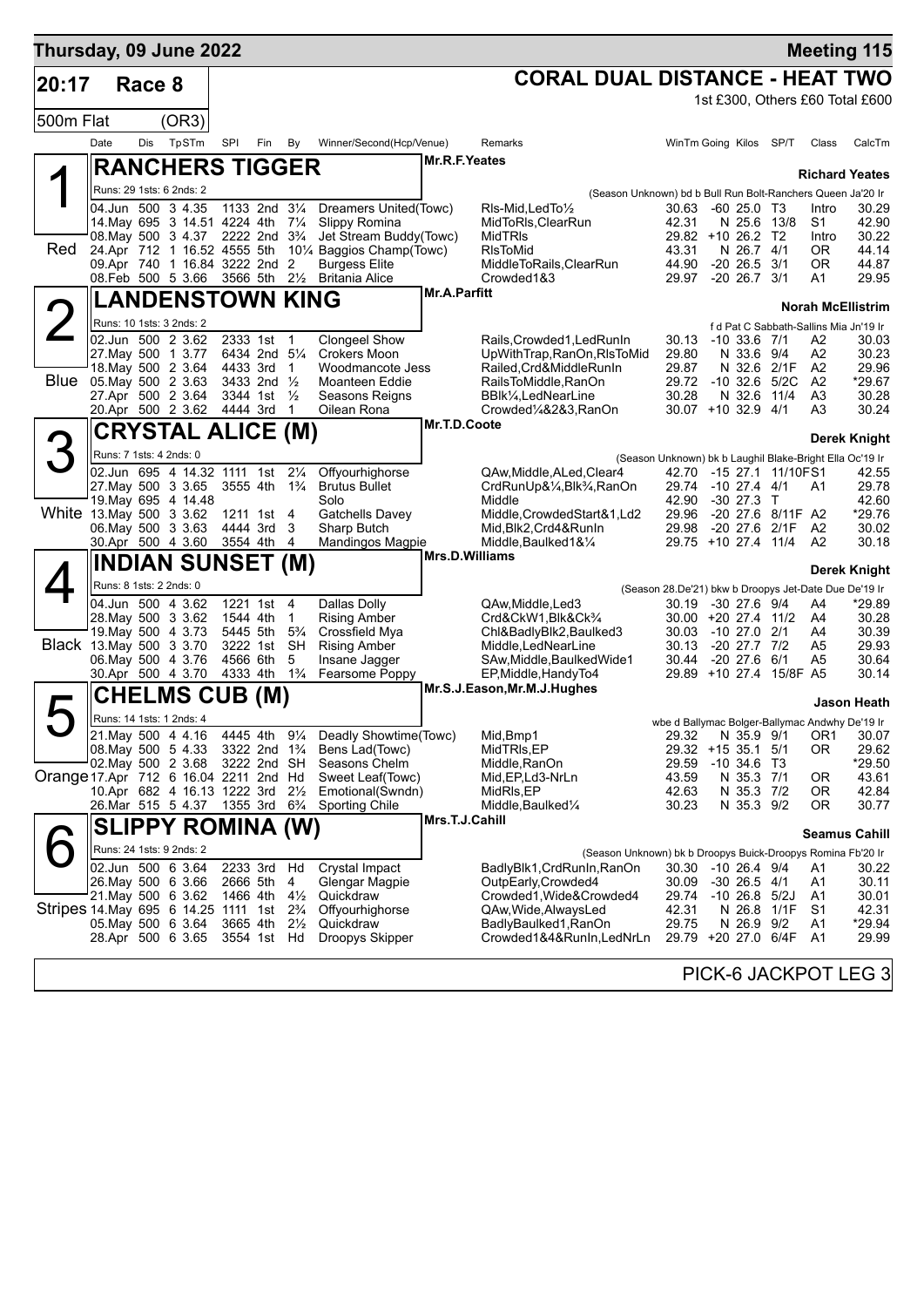## Thursday, 09 June 2022 — Meeting 115

**20:17 Race 8** — **CORAL DUAL DISTANCE - HEAT TWO**

500m Flat (OR3) — 1st £300, Others £60 Total £600

| Date | Dis | TpSTm | SPl | Fin | By | Winner/Second(Hcp/Venue) | Remarks | WinTm | Going | Kilos | SP/T | Class | CalcTm |
|---|---|---|---|---|---|---|---|---|---|---|---|---|---|

### 1 Red — RANCHERS TIGGER
Mr.R.F.Yeates — **Richard Yeates**
Runs: 29 1sts: 6 2nds: 2 — (Season Unknown) bd b Bull Run Bolt-Ranchers Queen Ja'20 Ir

| Date | Dis | TpSTm | SPl | Fin | By | Winner/Second(Hcp/Venue) | Remarks | WinTm | Going | Kilos | SP/T | Class | CalcTm |
|---|---|---|---|---|---|---|---|---|---|---|---|---|---|
| 04.Jun | 500 | 3 4.35 | 1133 | 2nd | 3¼ | Dreamers United(Towc) | Rls-Mid,LedTo½ | 30.63 | -60 | 25.0 | T3 | Intro | 30.29 |
| 14.May | 695 | 3 14.51 | 4224 | 4th | 7¼ | Slippy Romina | MidToRls,ClearRun | 42.31 | N | 25.6 | 13/8 | S1 | 42.90 |
| 08.May | 500 | 3 4.37 | 2222 | 2nd | 3¾ | Jet Stream Buddy(Towc) | MidTRls | 29.82 | +10 | 26.2 | T2 | Intro | 30.22 |
| 24.Apr | 712 | 1 16.52 | 4555 | 5th | 10¼ | Baggios Champ(Towc) | RlsToMid | 43.31 | N | 26.7 | 4/1 | OR | 44.14 |
| 09.Apr | 740 | 1 16.84 | 3222 | 2nd | 2 | Burgess Elite | MiddleToRails,ClearRun | 44.90 | -20 | 26.5 | 3/1 | OR | 44.87 |
| 08.Feb | 500 | 5 3.66 | 3566 | 5th | 2½ | Britania Alice | Crowded1&3 | 29.97 | -20 | 26.7 | 3/1 | A1 | 29.95 |

### 2 Blue — LANDENSTOWN KING
Mr.A.Parfitt — **Norah McEllistrim**
Runs: 10 1sts: 3 2nds: 2 — f d Pat C Sabbath-Sallins Mia Jn'19 Ir

| Date | Dis | TpSTm | SPl | Fin | By | Winner/Second(Hcp/Venue) | Remarks | WinTm | Going | Kilos | SP/T | Class | CalcTm |
|---|---|---|---|---|---|---|---|---|---|---|---|---|---|
| 02.Jun | 500 | 2 3.62 | 2333 | 1st | 1 | Clongeel Show | Rails,Crowded1,LedRunIn | 30.13 | -10 | 33.6 | 7/1 | A2 | 30.03 |
| 27.May | 500 | 1 3.77 | 6434 | 2nd | 5¼ | Crokers Moon | UpWithTrap,RanOn,RlsToMid | 29.80 | N | 33.6 | 9/4 | A2 | 30.23 |
| 18.May | 500 | 2 3.64 | 4433 | 3rd | 1 | Woodmancote Jess | Railed,Crd&MiddleRunIn | 29.87 | N | 32.6 | 2/1F | A2 | 29.96 |
| 05.May | 500 | 2 3.63 | 3433 | 2nd | ½ | Moanteen Eddie | RailsToMiddle,RanOn | 29.72 | -10 | 32.6 | 5/2C | A2 | *29.67 |
| 27.Apr | 500 | 2 3.64 | 3344 | 1st | ½ | Seasons Reigns | BBlk¼,LedNearLine | 30.28 | N | 32.6 | 11/4 | A3 | 30.28 |
| 20.Apr | 500 | 2 3.62 | 4444 | 3rd | 1 | Oilean Rona | Crowded¼&2&3,RanOn | 30.07 | +10 | 32.9 | 4/1 | A3 | 30.24 |

### 3 White — CRYSTAL ALICE (M)
Mr.T.D.Coote — **Derek Knight**
Runs: 7 1sts: 4 2nds: 0 — (Season Unknown) bk b Laughil Blake-Bright Ella Oc'19 Ir

| Date | Dis | TpSTm | SPl | Fin | By | Winner/Second(Hcp/Venue) | Remarks | WinTm | Going | Kilos | SP/T | Class | CalcTm |
|---|---|---|---|---|---|---|---|---|---|---|---|---|---|
| 02.Jun | 695 | 4 14.32 | 1111 | 1st | 2¼ | Offyourhighorse | QAw,Middle,ALed,Clear4 | 42.70 | -15 | 27.1 | 11/10F | S1 | 42.55 |
| 27.May | 500 | 3 3.65 | 3555 | 4th | 1¾ | Brutus Bullet | CrdRunUp&¼,Blk¾,RanOn | 29.74 | -10 | 27.4 | 4/1 | A1 | 29.78 |
| 19.May | 695 | 4 14.48 | | | | Solo | Middle | 42.90 | -30 | 27.3 | T | | 42.60 |
| 13.May | 500 | 3 3.62 | 1211 | 1st | 4 | Gatchells Davey | Middle,CrowdedStart&1,Ld2 | 29.96 | -20 | 27.6 | 8/11F | A2 | *29.76 |
| 06.May | 500 | 3 3.63 | 4444 | 3rd | 3 | Sharp Butch | Mid,Blk2,Crd4&RunIn | 29.98 | -20 | 27.6 | 2/1F | A2 | 30.02 |
| 30.Apr | 500 | 4 3.60 | 3554 | 4th | 4 | Mandingos Magpie | Middle,Baulked1&¼ | 29.75 | +10 | 27.4 | 11/4 | A2 | 30.18 |

### 4 Black — INDIAN SUNSET (M)
Mrs.D.Williams — **Derek Knight**
Runs: 8 1sts: 2 2nds: 0 — (Season 28.De'21) bkw b Droopys Jet-Date Due De'19 Ir

| Date | Dis | TpSTm | SPl | Fin | By | Winner/Second(Hcp/Venue) | Remarks | WinTm | Going | Kilos | SP/T | Class | CalcTm |
|---|---|---|---|---|---|---|---|---|---|---|---|---|---|
| 04.Jun | 500 | 4 3.62 | 1221 | 1st | 4 | Dallas Dolly | QAw,Middle,Led3 | 30.19 | -30 | 27.6 | 9/4 | A4 | *29.89 |
| 28.May | 500 | 3 3.62 | 1544 | 4th | 1 | Rising Amber | Crd&CkW1,Blk&Ck¾ | 30.00 | +20 | 27.4 | 11/2 | A4 | 30.28 |
| 19.May | 500 | 4 3.73 | 5445 | 5th | 5¾ | Crossfield Mya | Chl&BadlyBlk2,Baulked3 | 30.03 | -10 | 27.0 | 2/1 | A4 | 30.39 |
| 13.May | 500 | 3 3.70 | 3222 | 1st | SH | Rising Amber | Middle,LedNearLine | 30.13 | -20 | 27.7 | 7/2 | A5 | 29.93 |
| 06.May | 500 | 4 3.76 | 4566 | 6th | 5 | Insane Jagger | SAw,Middle,BaulkedWide1 | 30.44 | -20 | 27.6 | 6/1 | A5 | 30.64 |
| 30.Apr | 500 | 4 3.70 | 4333 | 4th | 1¾ | Fearsome Poppy | EP,Middle,HandyTo4 | 29.89 | +10 | 27.4 | 15/8F | A5 | 30.14 |

### 5 Orange — CHELMS CUB (M)
Mr.S.J.Eason,Mr.M.J.Hughes — **Jason Heath**
Runs: 14 1sts: 1 2nds: 4 — wbe d Ballymac Bolger-Ballymac Andwhy De'19 Ir

| Date | Dis | TpSTm | SPl | Fin | By | Winner/Second(Hcp/Venue) | Remarks | WinTm | Going | Kilos | SP/T | Class | CalcTm |
|---|---|---|---|---|---|---|---|---|---|---|---|---|---|
| 21.May | 500 | 4 4.16 | 4445 | 4th | 9¼ | Deadly Showtime(Towc) | Mid,Bmp1 | 29.32 | N | 35.9 | 9/1 | OR1 | 30.07 |
| 08.May | 500 | 5 4.33 | 3322 | 2nd | 1¾ | Bens Lad(Towc) | MidTRls,EP | 29.32 | +15 | 35.1 | 5/1 | OR | 29.62 |
| 02.May | 500 | 2 3.68 | 3222 | 2nd | SH | Seasons Chelm | Middle,RanOn | 29.59 | -10 | 34.6 | T3 | | *29.50 |
| 17.Apr | 712 | 6 16.04 | 2211 | 2nd | Hd | Sweet Leaf(Towc) | Mid,EP,Ld3-NrLn | 43.59 | N | 35.3 | 7/1 | OR | 43.61 |
| 10.Apr | 682 | 4 16.13 | 1222 | 3rd | 2½ | Emotional(Swndn) | MidRls,EP | 42.63 | N | 35.3 | 7/2 | OR | 42.84 |
| 26.Mar | 515 | 5 4.37 | 1355 | 3rd | 6¾ | Sporting Chile | Middle,Baulked¼ | 30.23 | N | 35.3 | 9/2 | OR | 30.77 |

### 6 Stripes — SLIPPY ROMINA (W)
Mrs.T.J.Cahill — **Seamus Cahill**
Runs: 24 1sts: 9 2nds: 2 — (Season Unknown) bk b Droopys Buick-Droopys Romina Fb'20 Ir

| Date | Dis | TpSTm | SPl | Fin | By | Winner/Second(Hcp/Venue) | Remarks | WinTm | Going | Kilos | SP/T | Class | CalcTm |
|---|---|---|---|---|---|---|---|---|---|---|---|---|---|
| 02.Jun | 500 | 6 3.64 | 2233 | 3rd | Hd | Crystal Impact | BadlyBlk1,CrdRunIn,RanOn | 30.30 | -10 | 26.4 | 9/4 | A1 | 30.22 |
| 26.May | 500 | 6 3.66 | 2666 | 5th | 4 | Glengar Magpie | OutpEarly,Crowded4 | 30.09 | -30 | 26.5 | 4/1 | A1 | 30.11 |
| 21.May | 500 | 6 3.62 | 1466 | 4th | 4½ | Quickdraw | Crowded1,Wide&Crowded4 | 29.74 | -10 | 26.8 | 5/2J | A1 | 30.01 |
| 14.May | 695 | 6 14.25 | 1111 | 1st | 2¾ | Offyourhighorse | QAw,Wide,AlwaysLed | 42.31 | N | 26.8 | 1/1F | S1 | 42.31 |
| 05.May | 500 | 6 3.64 | 3665 | 4th | 2½ | Quickdraw | BadlyBaulked1,RanOn | 29.75 | N | 26.9 | 9/2 | A1 | *29.94 |
| 28.Apr | 500 | 6 3.65 | 3554 | 1st | Hd | Droopys Skipper | Crowded1&4&RunIn,LedNrLn | 29.79 | +20 | 27.0 | 6/4F | A1 | 29.99 |

PICK-6 JACKPOT LEG 3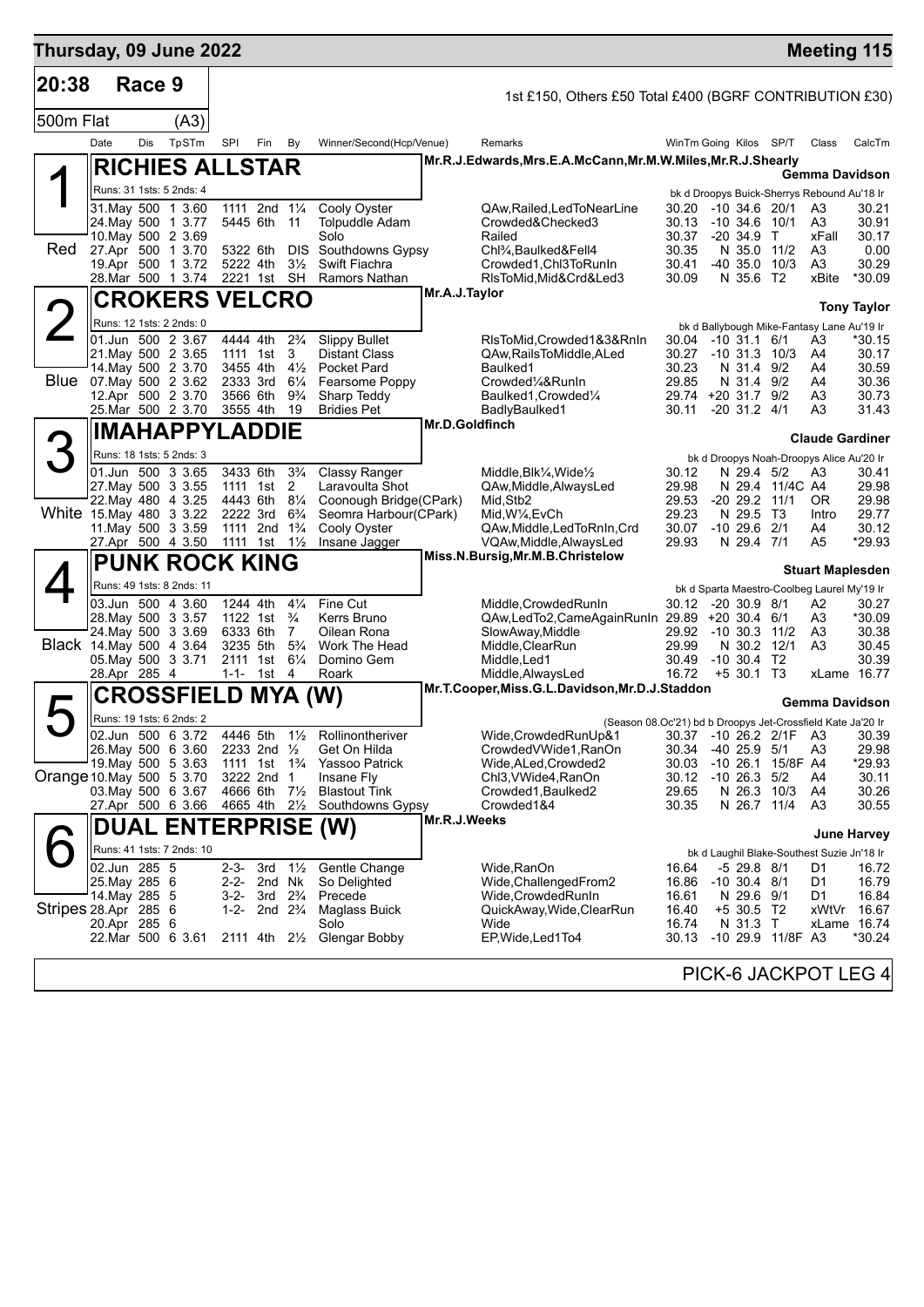# Thursday, 09 June 2022 — Meeting 115

**20:38 Race 9** — 1st £150, Others £50 Total £400 (BGRF CONTRIBUTION £30)

**500m Flat (A3)**

| Date | Dis | TpSTm | SPI | Fin | By | Winner/Second(Hcp/Venue) | Remarks | WinTm | Going | Kilos | SP/T | Class | CalcTm |
|---|---|---|---|---|---|---|---|---|---|---|---|---|---|

## 1 — RICHIES ALLSTAR (Red)

Mr.R.J.Edwards,Mrs.E.A.McCann,Mr.M.W.Miles,Mr.R.J.Shearly — **Gemma Davidson**

Runs: 31 1sts: 5 2nds: 4 — bk d Droopys Buick-Sherrys Rebound Au'18 Ir

| Date | Dis | TpSTm | SPI | Fin | By | Winner/Second(Hcp/Venue) | Remarks | WinTm | Going | Kilos | SP/T | Class | CalcTm |
|---|---|---|---|---|---|---|---|---|---|---|---|---|---|
| 31.May | 500 | 1 3.60 | 1111 | 2nd | 1¼ | Cooly Oyster | QAw,Railed,LedToNearLine | 30.20 | -10 | 34.6 | 20/1 | A3 | 30.21 |
| 24.May | 500 | 1 3.77 | 5445 | 6th | 11 | Tolpuddle Adam | Crowded&Checked3 | 30.13 | -10 | 34.6 | 10/1 | A3 | 30.91 |
| 10.May | 500 | 2 3.69 | | | | Solo | Railed | 30.37 | -20 | 34.9 | T | xFall | 30.17 |
| 27.Apr | 500 | 1 3.70 | 5322 | 6th | DIS | Southdowns Gypsy | Chl¾,Baulked&Fell4 | 30.35 | N | 35.0 | 11/2 | A3 | 0.00 |
| 19.Apr | 500 | 1 3.72 | 5222 | 4th | 3½ | Swift Fiachra | Crowded1,Chl3ToRunIn | 30.41 | -40 | 35.0 | 10/3 | A3 | 30.29 |
| 28.Mar | 500 | 1 3.74 | 2221 | 1st | SH | Ramors Nathan | RlsToMid,Mid&Crd&Led3 | 30.09 | N | 35.6 | T2 | xBite | *30.09 |

## 2 — CROKERS VELCRO (Blue)

Mr.A.J.Taylor — **Tony Taylor**

Runs: 12 1sts: 2 2nds: 0 — bk d Ballybough Mike-Fantasy Lane Au'19 Ir

| Date | Dis | TpSTm | SPI | Fin | By | Winner/Second(Hcp/Venue) | Remarks | WinTm | Going | Kilos | SP/T | Class | CalcTm |
|---|---|---|---|---|---|---|---|---|---|---|---|---|---|
| 01.Jun | 500 | 2 3.67 | 4444 | 4th | 2¾ | Slippy Bullet | RlsToMid,Crowded1&3&RnIn | 30.04 | -10 | 31.1 | 6/1 | A3 | *30.15 |
| 21.May | 500 | 2 3.65 | 1111 | 1st | 3 | Distant Class | QAw,RailsToMiddle,ALed | 30.27 | -10 | 31.3 | 10/3 | A4 | 30.17 |
| 14.May | 500 | 2 3.70 | 3455 | 4th | 4½ | Pocket Pard | Baulked1 | 30.23 | N | 31.4 | 9/2 | A4 | 30.59 |
| 07.May | 500 | 2 3.62 | 2333 | 3rd | 6¼ | Fearsome Poppy | Crowded¼&RunIn | 29.85 | N | 31.4 | 9/2 | A4 | 30.36 |
| 12.Apr | 500 | 2 3.70 | 3566 | 6th | 9¾ | Sharp Teddy | Baulked1,Crowded¼ | 29.74 | +20 | 31.7 | 9/2 | A3 | 30.73 |
| 25.Mar | 500 | 2 3.70 | 3555 | 4th | 19 | Bridies Pet | BadlyBaulked1 | 30.11 | -20 | 31.2 | 4/1 | A3 | 31.43 |

## 3 — IMAHAPPYLADDIE (White)

Mr.D.Goldfinch — **Claude Gardiner**

Runs: 18 1sts: 5 2nds: 3 — bk d Droopys Noah-Droopys Alice Au'20 Ir

| Date | Dis | TpSTm | SPI | Fin | By | Winner/Second(Hcp/Venue) | Remarks | WinTm | Going | Kilos | SP/T | Class | CalcTm |
|---|---|---|---|---|---|---|---|---|---|---|---|---|---|
| 01.Jun | 500 | 3 3.65 | 3433 | 6th | 3¾ | Classy Ranger | Middle,Blk¼,Wide½ | 30.12 | N | 29.4 | 5/2 | A3 | 30.41 |
| 27.May | 500 | 3 3.55 | 1111 | 1st | 2 | Laravoulta Shot | QAw,Middle,AlwaysLed | 29.98 | N | 29.4 | 11/4C | A4 | 29.98 |
| 22.May | 480 | 4 3.25 | 4443 | 6th | 8¼ | Coonough Bridge(CPark) | Mid,Stb2 | 29.53 | -20 | 29.2 | 11/1 | OR | 29.98 |
| 15.May | 480 | 3 3.22 | 2222 | 3rd | 6¾ | Seomra Harbour(CPark) | Mid,W¼,EvCh | 29.23 | N | 29.5 | T3 | Intro | 29.77 |
| 11.May | 500 | 3 3.59 | 1111 | 2nd | 1¾ | Cooly Oyster | QAw,Middle,LedToRnIn,Crd | 30.07 | -10 | 29.6 | 2/1 | A4 | 30.12 |
| 27.Apr | 500 | 4 3.50 | 1111 | 1st | 1½ | Insane Jagger | VQAw,Middle,AlwaysLed | 29.93 | N | 29.4 | 7/1 | A5 | *29.93 |

## 4 — PUNK ROCK KING (Black)

Miss.N.Bursig,Mr.M.B.Christelow — **Stuart Maplesden**

Runs: 49 1sts: 8 2nds: 11 — bk d Sparta Maestro-Coolbeg Laurel My'19 Ir

| Date | Dis | TpSTm | SPI | Fin | By | Winner/Second(Hcp/Venue) | Remarks | WinTm | Going | Kilos | SP/T | Class | CalcTm |
|---|---|---|---|---|---|---|---|---|---|---|---|---|---|
| 03.Jun | 500 | 4 3.60 | 1244 | 4th | 4¼ | Fine Cut | Middle,CrowdedRunIn | 30.12 | -20 | 30.9 | 8/1 | A2 | 30.27 |
| 28.May | 500 | 3 3.57 | 1122 | 1st | ¾ | Kerrs Bruno | QAw,LedTo2,CameAgainRunIn | 29.89 | +20 | 30.4 | 6/1 | A3 | *30.09 |
| 24.May | 500 | 3 3.69 | 6333 | 6th | 7 | Oilean Rona | SlowAway,Middle | 29.92 | -10 | 30.3 | 11/2 | A3 | 30.38 |
| 14.May | 500 | 4 3.64 | 3235 | 5th | 5¾ | Work The Head | Middle,ClearRun | 29.99 | N | 30.2 | 12/1 | A3 | 30.45 |
| 05.May | 500 | 3 3.71 | 2111 | 1st | 6¼ | Domino Gem | Middle,Led1 | 30.49 | -10 | 30.4 | T2 | | 30.39 |
| 28.Apr | 285 | 4 | 1-1- | 1st | 4 | Roark | Middle,AlwaysLed | 16.72 | +5 | 30.1 | T3 | xLame | 16.77 |

## 5 — CROSSFIELD MYA (W) (Orange)

Mr.T.Cooper,Miss.G.L.Davidson,Mr.D.J.Staddon — **Gemma Davidson**

Runs: 19 1sts: 6 2nds: 2 — (Season 08.Oc'21) bd b Droopys Jet-Crossfield Kate Ja'20 Ir

| Date | Dis | TpSTm | SPI | Fin | By | Winner/Second(Hcp/Venue) | Remarks | WinTm | Going | Kilos | SP/T | Class | CalcTm |
|---|---|---|---|---|---|---|---|---|---|---|---|---|---|
| 02.Jun | 500 | 6 3.72 | 4446 | 5th | 1½ | Rollinontheriver | Wide,CrowdedRunUp&1 | 30.37 | -10 | 26.2 | 2/1F | A3 | 30.39 |
| 26.May | 500 | 6 3.60 | 2233 | 2nd | ½ | Get On Hilda | CrowdedVWide1,RanOn | 30.34 | -40 | 25.9 | 5/1 | A3 | 29.98 |
| 19.May | 500 | 5 3.63 | 1111 | 1st | 1¾ | Yassoo Patrick | Wide,ALed,Crowded2 | 30.03 | -10 | 26.1 | 15/8F | A4 | *29.93 |
| 10.May | 500 | 5 3.70 | 3222 | 2nd | 1 | Insane Fly | Chl3,VWide4,RanOn | 30.12 | -10 | 26.3 | 5/2 | A4 | 30.11 |
| 03.May | 500 | 6 3.67 | 4666 | 6th | 7½ | Blastout Tink | Crowded1,Baulked2 | 29.65 | N | 26.3 | 10/3 | A4 | 30.26 |
| 27.Apr | 500 | 6 3.66 | 4665 | 4th | 2½ | Southdowns Gypsy | Crowded1&4 | 30.35 | N | 26.7 | 11/4 | A3 | 30.55 |

## 6 — DUAL ENTERPRISE (W) (Stripes)

Mr.R.J.Weeks — **June Harvey**

Runs: 41 1sts: 7 2nds: 10 — bk d Laughil Blake-Southest Suzie Jn'18 Ir

| Date | Dis | TpSTm | SPI | Fin | By | Winner/Second(Hcp/Venue) | Remarks | WinTm | Going | Kilos | SP/T | Class | CalcTm |
|---|---|---|---|---|---|---|---|---|---|---|---|---|---|
| 02.Jun | 285 | 5 | 2-3- | 3rd | 1½ | Gentle Change | Wide,RanOn | 16.64 | -5 | 29.8 | 8/1 | D1 | 16.72 |
| 25.May | 285 | 6 | 2-2- | 2nd | Nk | So Delighted | Wide,ChallengedFrom2 | 16.86 | -10 | 30.4 | 8/1 | D1 | 16.79 |
| 14.May | 285 | 5 | 3-2- | 3rd | 2¾ | Precede | Wide,CrowdedRunIn | 16.61 | N | 29.6 | 9/1 | D1 | 16.84 |
| 28.Apr | 285 | 6 | 1-2- | 2nd | 2¾ | Maglass Buick | QuickAway,Wide,ClearRun | 16.40 | +5 | 30.5 | T2 | xWtVr | 16.67 |
| 20.Apr | 285 | 6 | | | | Solo | Wide | 16.74 | N | 31.3 | T | xLame | 16.74 |
| 22.Mar | 500 | 6 3.61 | 2111 | 4th | 2½ | Glengar Bobby | EP,Wide,Led1To4 | 30.13 | -10 | 29.9 | 11/8F | A3 | *30.24 |

PICK-6 JACKPOT LEG 4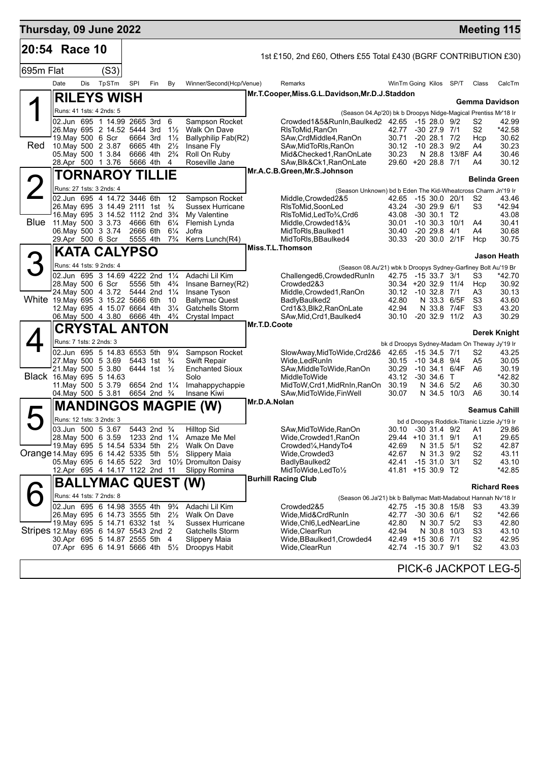## Thursday, 09 June 2022 — Meeting 115

## 20:54 Race 10

1st £150, 2nd £60, Others £55 Total £430 (BGRF CONTRIBUTION £30)

695m Flat (S3)

| Date | Dis | TpSTm | SPI | Fin | By | Winner/Second(Hcp/Venue) | Remarks | WinTm | Going | Kilos | SP/T | Class | CalcTm |
|---|---|---|---|---|---|---|---|---|---|---|---|---|---|

### 1 (Red) — RILEYS WISH
Mr.T.Cooper,Miss.G.L.Davidson,Mr.D.J.Staddon — Gemma Davidson
Runs: 41 1sts: 4 2nds: 5 — (Season 04.Ap'20) bk b Droopys Nidge-Magical Prentiss Mr'18 Ir

| Date | Dis | TpSTm | SPI | Fin | By | Winner/Second(Hcp/Venue) | Remarks | WinTm | Going | Kilos | SP/T | Class | CalcTm |
|---|---|---|---|---|---|---|---|---|---|---|---|---|---|
| 02.Jun | 695 | 1 14.99 | 2665 | 3rd | 6 | Sampson Rocket | Crowded1&5&RunIn,Baulked2 | 42.65 | -15 | 28.0 | 9/2 | S2 | 42.99 |
| 26.May | 695 | 2 14.52 | 5444 | 3rd | 1½ | Walk On Dave | RlsToMid,RanOn | 42.77 | -30 | 27.9 | 7/1 | S2 | *42.58 |
| 19.May | 500 | 6 Scr | 6664 | 3rd | 1½ | Ballyphilip Fab(R2) | SAw,CrdMiddle4,RanOn | 30.71 | -20 | 28.1 | 7/2 | Hcp | 30.62 |
| 10.May | 500 | 2 3.87 | 6665 | 4th | 2½ | Insane Fly | SAw,MidToRls,RanOn | 30.12 | -10 | 28.3 | 9/2 | A4 | 30.23 |
| 05.May | 500 | 1 3.84 | 6666 | 4th | 2¾ | Roll On Ruby | Mid&Checked1,RanOnLate | 30.23 | N | 28.8 | 13/8F | A4 | 30.46 |
| 28.Apr | 500 | 1 3.76 | 5666 | 4th | 4 | Roseville Jane | SAw,Blk&Ck1,RanOnLate | 29.60 | +20 | 28.8 | 7/1 | A4 | 30.12 |

### 2 (Blue) — TORNAROY TILLIE
Mr.A.C.B.Green,Mr.S.Johnson — Belinda Green
Runs: 27 1sts: 3 2nds: 4 — (Season Unknown) bd b Eden The Kid-Wheatcross Charm Jn'19 Ir

| Date | Dis | TpSTm | SPI | Fin | By | Winner/Second(Hcp/Venue) | Remarks | WinTm | Going | Kilos | SP/T | Class | CalcTm |
|---|---|---|---|---|---|---|---|---|---|---|---|---|---|
| 02.Jun | 695 | 4 14.72 | 3446 | 6th | 12 | Sampson Rocket | Middle,Crowded2&5 | 42.65 | -15 | 30.0 | 20/1 | S2 | 43.46 |
| 26.May | 695 | 3 14.49 | 2111 | 1st | ¾ | Sussex Hurricane | RlsToMid,SoonLed | 43.24 | -30 | 29.9 | 6/1 | S3 | *42.94 |
| 16.May | 695 | 3 14.52 | 1112 | 2nd | 3¾ | My Valentine | RlsToMid,LedTo¾,Crd6 | 43.08 | -30 | 30.1 | T2 | | 43.08 |
| 11.May | 500 | 3 3.73 | 4666 | 6th | 6¼ | Flemish Lynda | Middle,Crowded1&¾ | 30.01 | -10 | 30.3 | 10/1 | A4 | 30.41 |
| 06.May | 500 | 3 3.74 | 2666 | 6th | 6¼ | Jofra | MidToRls,Baulked1 | 30.40 | -20 | 29.8 | 4/1 | A4 | 30.68 |
| 29.Apr | 500 | 6 Scr | 5555 | 4th | 7¾ | Kerrs Lunch(R4) | MidToRls,BBaulked4 | 30.33 | -20 | 30.0 | 2/1F | Hcp | 30.75 |

### 3 (White) — KATA CALYPSO
Miss.T.L.Thomson — Jason Heath
Runs: 44 1sts: 9 2nds: 4 — (Season 08.Au'21) wbk b Droopys Sydney-Garfiney Bolt Au'19 Br

| Date | Dis | TpSTm | SPI | Fin | By | Winner/Second(Hcp/Venue) | Remarks | WinTm | Going | Kilos | SP/T | Class | CalcTm |
|---|---|---|---|---|---|---|---|---|---|---|---|---|---|
| 02.Jun | 695 | 3 14.69 | 4222 | 2nd | 1¼ | Adachi Lil Kim | Challenged6,CrowdedRunIn | 42.75 | -15 | 33.7 | 3/1 | S3 | *42.70 |
| 28.May | 500 | 6 Scr | 5556 | 5th | 4¾ | Insane Barney(R2) | Crowded2&3 | 30.34 | +20 | 32.9 | 11/4 | Hcp | 30.92 |
| 24.May | 500 | 4 3.72 | 5444 | 2nd | 1¼ | Insane Tyson | Middle,Crowded1,RanOn | 30.12 | -10 | 32.8 | 7/1 | A3 | 30.13 |
| 19.May | 695 | 3 15.22 | 5666 | 6th | 10 | Ballymac Quest | BadlyBaulked2 | 42.80 | N | 33.3 | 6/5F | S3 | 43.60 |
| 12.May | 695 | 4 15.07 | 6664 | 4th | 3¼ | Gatchells Storm | Crd1&3,Blk2,RanOnLate | 42.94 | N | 33.8 | 7/4F | S3 | 43.20 |
| 06.May | 500 | 4 3.80 | 6666 | 4th | 4¾ | Crystal Impact | SAw,Mid,Crd1,Baulked4 | 30.10 | -20 | 32.9 | 11/2 | A3 | 30.29 |

### 4 (Black) — CRYSTAL ANTON
Mr.T.D.Coote — Derek Knight
Runs: 7 1sts: 2 2nds: 3 — bk d Droopys Sydney-Madam On Theway Jy'19 Ir

| Date | Dis | TpSTm | SPI | Fin | By | Winner/Second(Hcp/Venue) | Remarks | WinTm | Going | Kilos | SP/T | Class | CalcTm |
|---|---|---|---|---|---|---|---|---|---|---|---|---|---|
| 02.Jun | 695 | 5 14.83 | 6553 | 5th | 9¼ | Sampson Rocket | SlowAway,MidToWide,Crd2&6 | 42.65 | -15 | 34.5 | 7/1 | S2 | 43.25 |
| 27.May | 500 | 5 3.69 | 5443 | 1st | ¾ | Swift Repair | Wide,LedRunIn | 30.15 | -10 | 34.8 | 9/4 | A5 | 30.05 |
| 21.May | 500 | 5 3.80 | 6444 | 1st | ½ | Enchanted Sioux | SAw,MiddleToWide,RanOn | 30.29 | -10 | 34.1 | 6/4F | A6 | 30.19 |
| 16.May | 695 | 5 14.63 | | | | Solo | MiddleToWide | 43.12 | -30 | 34.6 | T | | *42.82 |
| 11.May | 500 | 5 3.79 | 6654 | 2nd | 1¼ | Imahappychappie | MidToW,Crd1,MidRnIn,RanOn | 30.19 | N | 34.6 | 5/2 | A6 | 30.30 |
| 04.May | 500 | 5 3.81 | 6654 | 2nd | ¾ | Insane Kiwi | SAw,MidToWide,FinWell | 30.07 | N | 34.5 | 10/3 | A6 | 30.14 |

### 5 (Orange) — MANDINGOS MAGPIE (W)
Mr.D.A.Nolan — Seamus Cahill
Runs: 12 1sts: 3 2nds: 3 — bd d Droopys Roddick-Titanic Lizzie Jy'19 Ir

| Date | Dis | TpSTm | SPI | Fin | By | Winner/Second(Hcp/Venue) | Remarks | WinTm | Going | Kilos | SP/T | Class | CalcTm |
|---|---|---|---|---|---|---|---|---|---|---|---|---|---|
| 03.Jun | 500 | 5 3.67 | 5443 | 2nd | ¾ | Hilltop Sid | SAw,MidToWide,RanOn | 30.10 | -30 | 31.4 | 9/2 | A1 | 29.86 |
| 28.May | 500 | 6 3.59 | 1233 | 2nd | 1¼ | Amaze Me Mel | Wide,Crowded1,RanOn | 29.44 | +10 | 31.1 | 9/1 | A1 | 29.65 |
| 19.May | 695 | 5 14.54 | 5334 | 5th | 2½ | Walk On Dave | Crowded¼,HandyTo4 | 42.69 | N | 31.5 | 5/1 | S2 | 42.87 |
| 14.May | 695 | 6 14.42 | 5335 | 5th | 5½ | Slippery Maia | Wide,Crowded3 | 42.67 | N | 31.3 | 9/2 | S2 | 43.11 |
| 05.May | 695 | 6 14.65 | 522 | 3rd | 10½ | Dromulton Daisy | BadlyBaulked2 | 42.41 | -15 | 31.0 | 3/1 | S2 | 43.10 |
| 12.Apr | 695 | 4 14.17 | 1122 | 2nd | 11 | Slippy Romina | MidToWide,LedTo½ | 41.81 | +15 | 30.9 | T2 | | *42.85 |

### 6 (Stripes) — BALLYMAC QUEST (W)
Burhill Racing Club — Richard Rees
Runs: 44 1sts: 7 2nds: 8 — (Season 06.Ja'21) bk b Ballymac Matt-Madabout Hannah Nv'18 Ir

| Date | Dis | TpSTm | SPI | Fin | By | Winner/Second(Hcp/Venue) | Remarks | WinTm | Going | Kilos | SP/T | Class | CalcTm |
|---|---|---|---|---|---|---|---|---|---|---|---|---|---|
| 02.Jun | 695 | 6 14.98 | 3555 | 4th | 9¾ | Adachi Lil Kim | Crowded2&5 | 42.75 | -15 | 30.8 | 15/8 | S3 | 43.39 |
| 26.May | 695 | 6 14.73 | 3555 | 5th | 2½ | Walk On Dave | Wide,Mid&CrdRunIn | 42.77 | -30 | 30.6 | 6/1 | S2 | *42.66 |
| 19.May | 695 | 5 14.71 | 6332 | 1st | ¾ | Sussex Hurricane | Wide,Chl6,LedNearLine | 42.80 | N | 30.7 | 5/2 | S3 | 42.80 |
| 12.May | 695 | 6 14.97 | 5543 | 2nd | 2 | Gatchells Storm | Wide,ClearRun | 42.94 | N | 30.8 | 10/3 | S3 | 43.10 |
| 30.Apr | 695 | 5 14.87 | 2555 | 5th | 4 | Slippery Maia | Wide,BBaulked1,Crowded4 | 42.49 | +15 | 30.6 | 7/1 | S2 | 42.95 |
| 07.Apr | 695 | 6 14.91 | 5666 | 4th | 5½ | Droopys Habit | Wide,ClearRun | 42.74 | -15 | 30.7 | 9/1 | S2 | 43.03 |

PICK-6 JACKPOT LEG-5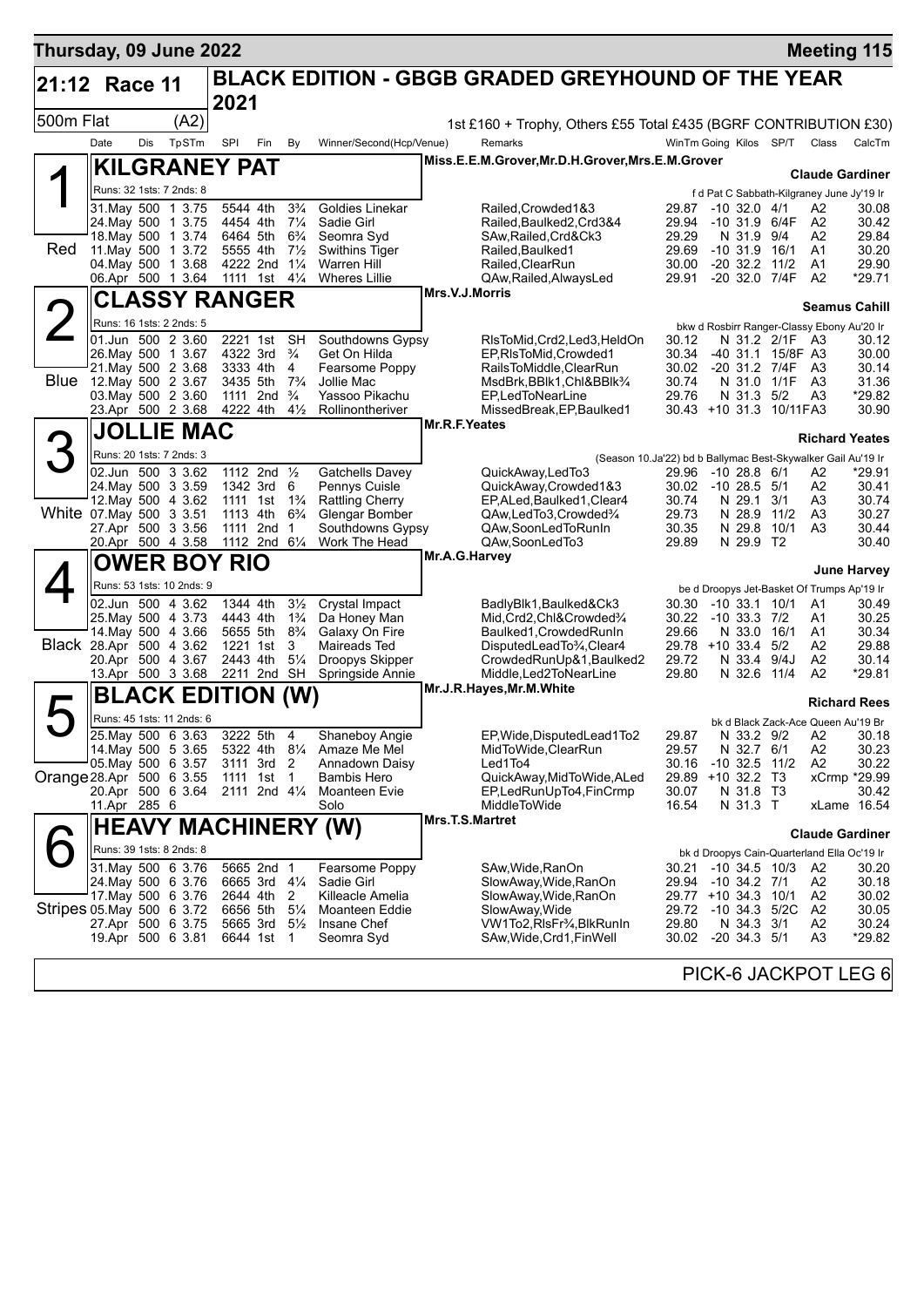**Thursday, 09 June 2022** — **Meeting 115**

## 21:12 Race 11 — BLACK EDITION - GBGB GRADED GREYHOUND OF THE YEAR 2021

500m Flat (A2) — 1st £160 + Trophy, Others £55 Total £435 (BGRF CONTRIBUTION £30)

| Date | Dis | TpSTm | SPI | Fin | By | Winner/Second(Hcp/Venue) | Remarks | WinTm | Going | Kilos | SP/T | Class | CalcTm |
|---|---|---|---|---|---|---|---|---|---|---|---|---|---|

### 1 — KILGRANEY PAT (Red)
Miss.E.E.M.Grover,Mr.D.H.Grover,Mrs.E.M.Grover — **Claude Gardiner**
Runs: 32 1sts: 7 2nds: 8 — f d Pat C Sabbath-Kilgraney June Jy'19 Ir

| Date | Dis | TpSTm | SPI | Fin | By | Winner/Second | Remarks | WinTm | Going | Kilos | SP/T | Class | CalcTm |
|---|---|---|---|---|---|---|---|---|---|---|---|---|---|
| 31.May | 500 | 1 3.75 | 5544 | 4th | 3¾ | Goldies Linekar | Railed,Crowded1&3 | 29.87 | -10 | 32.0 | 4/1 | A2 | 30.08 |
| 24.May | 500 | 1 3.75 | 4454 | 4th | 7¼ | Sadie Girl | Railed,Baulked2,Crd3&4 | 29.94 | -10 | 31.9 | 6/4F | A2 | 30.42 |
| 18.May | 500 | 1 3.74 | 6464 | 5th | 6¾ | Seomra Syd | SAw,Railed,Crd&Ck3 | 29.29 | N | 31.9 | 9/4 | A2 | 29.84 |
| 11.May | 500 | 1 3.72 | 5555 | 4th | 7½ | Swithins Tiger | Railed,Baulked1 | 29.69 | -10 | 31.9 | 16/1 | A1 | 30.20 |
| 04.May | 500 | 1 3.68 | 4222 | 2nd | 1¼ | Warren Hill | Railed,ClearRun | 30.00 | -20 | 32.2 | 11/2 | A1 | 29.90 |
| 06.Apr | 500 | 1 3.64 | 1111 | 1st | 4¼ | Wheres Lillie | QAw,Railed,AlwaysLed | 29.91 | -20 | 32.0 | 7/4F | A2 | *29.71 |

### 2 — CLASSY RANGER (Blue)
Mrs.V.J.Morris — **Seamus Cahill**
Runs: 16 1sts: 2 2nds: 5 — bkw d Rosbirr Ranger-Classy Ebony Au'20 Ir

| Date | Dis | TpSTm | SPI | Fin | By | Winner/Second | Remarks | WinTm | Going | Kilos | SP/T | Class | CalcTm |
|---|---|---|---|---|---|---|---|---|---|---|---|---|---|
| 01.Jun | 500 | 2 3.60 | 2221 | 1st | SH | Southdowns Gypsy | RlsToMid,Crd2,Led3,HeldOn | 30.12 | N | 31.2 | 2/1F | A3 | 30.12 |
| 26.May | 500 | 1 3.67 | 4322 | 3rd | ¾ | Get On Hilda | EP,RlsToMid,Crowded1 | 30.34 | -40 | 31.1 | 15/8F | A3 | 30.00 |
| 21.May | 500 | 2 3.68 | 3333 | 4th | 4 | Fearsome Poppy | RailsToMiddle,ClearRun | 30.02 | -20 | 31.2 | 7/4F | A3 | 30.14 |
| 12.May | 500 | 2 3.67 | 3435 | 5th | 7¾ | Jollie Mac | MsdBrk,BBlk1,Chl&BBlk¾ | 30.74 | N | 31.0 | 1/1F | A3 | 31.36 |
| 03.May | 500 | 2 3.60 | 1111 | 2nd | ¾ | Yassoo Pikachu | EP,LedToNearLine | 29.76 | N | 31.3 | 5/2 | A3 | *29.82 |
| 23.Apr | 500 | 2 3.68 | 4222 | 4th | 4½ | Rollinontheriver | MissedBreak,EP,Baulked1 | 30.43 | +10 | 31.3 | 10/11F | A3 | 30.90 |

### 3 — JOLLIE MAC (White)
Mr.R.F.Yeates — **Richard Yeates**
Runs: 20 1sts: 7 2nds: 3 — (Season 10.Ja'22) bd b Ballymac Best-Skywalker Gail Au'19 Ir

| Date | Dis | TpSTm | SPI | Fin | By | Winner/Second | Remarks | WinTm | Going | Kilos | SP/T | Class | CalcTm |
|---|---|---|---|---|---|---|---|---|---|---|---|---|---|
| 02.Jun | 500 | 3 3.62 | 1112 | 2nd | ½ | Gatchells Davey | QuickAway,LedTo3 | 29.96 | -10 | 28.8 | 6/1 | A2 | *29.91 |
| 24.May | 500 | 3 3.59 | 1342 | 3rd | 6 | Pennys Cuisle | QuickAway,Crowded1&3 | 30.02 | -10 | 28.5 | 5/1 | A2 | 30.41 |
| 12.May | 500 | 4 3.62 | 1111 | 1st | 1¾ | Rattling Cherry | EP,ALed,Baulked1,Clear4 | 30.74 | N | 29.1 | 3/1 | A3 | 30.74 |
| 07.May | 500 | 3 3.51 | 1113 | 4th | 6¾ | Glengar Bomber | QAw,LedTo3,Crowded¾ | 29.73 | N | 28.9 | 11/2 | A3 | 30.27 |
| 27.Apr | 500 | 3 3.56 | 1111 | 2nd | 1 | Southdowns Gypsy | QAw,SoonLedToRunIn | 30.35 | N | 29.8 | 10/1 | A3 | 30.44 |
| 20.Apr | 500 | 4 3.58 | 1112 | 2nd | 6¼ | Work The Head | QAw,SoonLedTo3 | 29.89 | N | 29.9 | T2 | | 30.40 |

### 4 — OWER BOY RIO (Black)
Mr.A.G.Harvey — **June Harvey**
Runs: 53 1sts: 10 2nds: 9 — be d Droopys Jet-Basket Of Trumps Ap'19 Ir

| Date | Dis | TpSTm | SPI | Fin | By | Winner/Second | Remarks | WinTm | Going | Kilos | SP/T | Class | CalcTm |
|---|---|---|---|---|---|---|---|---|---|---|---|---|---|
| 02.Jun | 500 | 4 3.62 | 1344 | 4th | 3½ | Crystal Impact | BadlyBlk1,Baulked&Ck3 | 30.30 | -10 | 33.1 | 10/1 | A1 | 30.49 |
| 25.May | 500 | 4 3.73 | 4443 | 4th | 1¾ | Da Honey Man | Mid,Crd2,Chl&Crowded¾ | 30.22 | -10 | 33.3 | 7/2 | A1 | 30.25 |
| 14.May | 500 | 4 3.66 | 5655 | 5th | 8¾ | Galaxy On Fire | Baulked1,CrowdedRunIn | 29.66 | N | 33.0 | 16/1 | A1 | 30.34 |
| 28.Apr | 500 | 4 3.62 | 1221 | 1st | 3 | Maireads Ted | DisputedLeadTo¾,Clear4 | 29.78 | +10 | 33.4 | 5/2 | A2 | 29.88 |
| 20.Apr | 500 | 4 3.67 | 2443 | 4th | 5¼ | Droopys Skipper | CrowdedRunUp&1,Baulked2 | 29.72 | N | 33.4 | 9/4J | A2 | 30.14 |
| 13.Apr | 500 | 3 3.68 | 2211 | 2nd | SH | Springside Annie | Middle,Led2ToNearLine | 29.80 | N | 32.6 | 11/4 | A2 | *29.81 |

### 5 — BLACK EDITION (W) (Orange)
Mr.J.R.Hayes,Mr.M.White — **Richard Rees**
Runs: 45 1sts: 11 2nds: 6 — bk d Black Zack-Ace Queen Au'19 Br

| Date | Dis | TpSTm | SPI | Fin | By | Winner/Second | Remarks | WinTm | Going | Kilos | SP/T | Class | CalcTm |
|---|---|---|---|---|---|---|---|---|---|---|---|---|---|
| 25.May | 500 | 6 3.63 | 3222 | 5th | 4 | Shaneboy Angie | EP,Wide,DisputedLead1To2 | 29.87 | N | 33.2 | 9/2 | A2 | 30.18 |
| 14.May | 500 | 5 3.65 | 5322 | 4th | 8¼ | Amaze Me Mel | MidToWide,ClearRun | 29.57 | N | 32.7 | 6/1 | A2 | 30.23 |
| 05.May | 500 | 6 3.57 | 3111 | 3rd | 2 | Annadown Daisy | Led1To4 | 30.16 | -10 | 32.5 | 11/2 | A2 | 30.22 |
| 28.Apr | 500 | 6 3.55 | 1111 | 1st | 1 | Bambis Hero | QuickAway,MidToWide,ALed | 29.89 | +10 | 32.2 | T3 | xCrmp | *29.99 |
| 20.Apr | 500 | 6 3.64 | 2111 | 2nd | 4¼ | Moanteen Evie | EP,LedRunUpTo4,FinCrmp | 30.07 | N | 31.8 | T3 | | 30.42 |
| 11.Apr | 285 | 6 | | | | Solo | MiddleToWide | 16.54 | N | 31.3 | T | xLame | 16.54 |

### 6 — HEAVY MACHINERY (W) (Stripes)
Mrs.T.S.Martret — **Claude Gardiner**
Runs: 39 1sts: 8 2nds: 8 — bk d Droopys Cain-Quarterland Ella Oc'19 Ir

| Date | Dis | TpSTm | SPI | Fin | By | Winner/Second | Remarks | WinTm | Going | Kilos | SP/T | Class | CalcTm |
|---|---|---|---|---|---|---|---|---|---|---|---|---|---|
| 31.May | 500 | 6 3.76 | 5665 | 2nd | 1 | Fearsome Poppy | SAw,Wide,RanOn | 30.21 | -10 | 34.5 | 10/3 | A2 | 30.20 |
| 24.May | 500 | 6 3.76 | 6665 | 3rd | 4¼ | Sadie Girl | SlowAway,Wide,RanOn | 29.94 | -10 | 34.2 | 7/1 | A2 | 30.18 |
| 17.May | 500 | 6 3.76 | 2644 | 4th | 2 | Killeacle Amelia | SlowAway,Wide,RanOn | 29.77 | +10 | 34.3 | 10/1 | A2 | 30.02 |
| 05.May | 500 | 6 3.72 | 6656 | 5th | 5¼ | Moanteen Eddie | SlowAway,Wide | 29.72 | -10 | 34.3 | 5/2C | A2 | 30.05 |
| 27.Apr | 500 | 6 3.75 | 5665 | 3rd | 5½ | Insane Chef | VW1To2,RlsFr¾,BlkRunIn | 29.80 | N | 34.3 | 3/1 | A2 | 30.24 |
| 19.Apr | 500 | 6 3.81 | 6644 | 1st | 1 | Seomra Syd | SAw,Wide,Crd1,FinWell | 30.02 | -20 | 34.3 | 5/1 | A3 | *29.82 |

PICK-6 JACKPOT LEG 6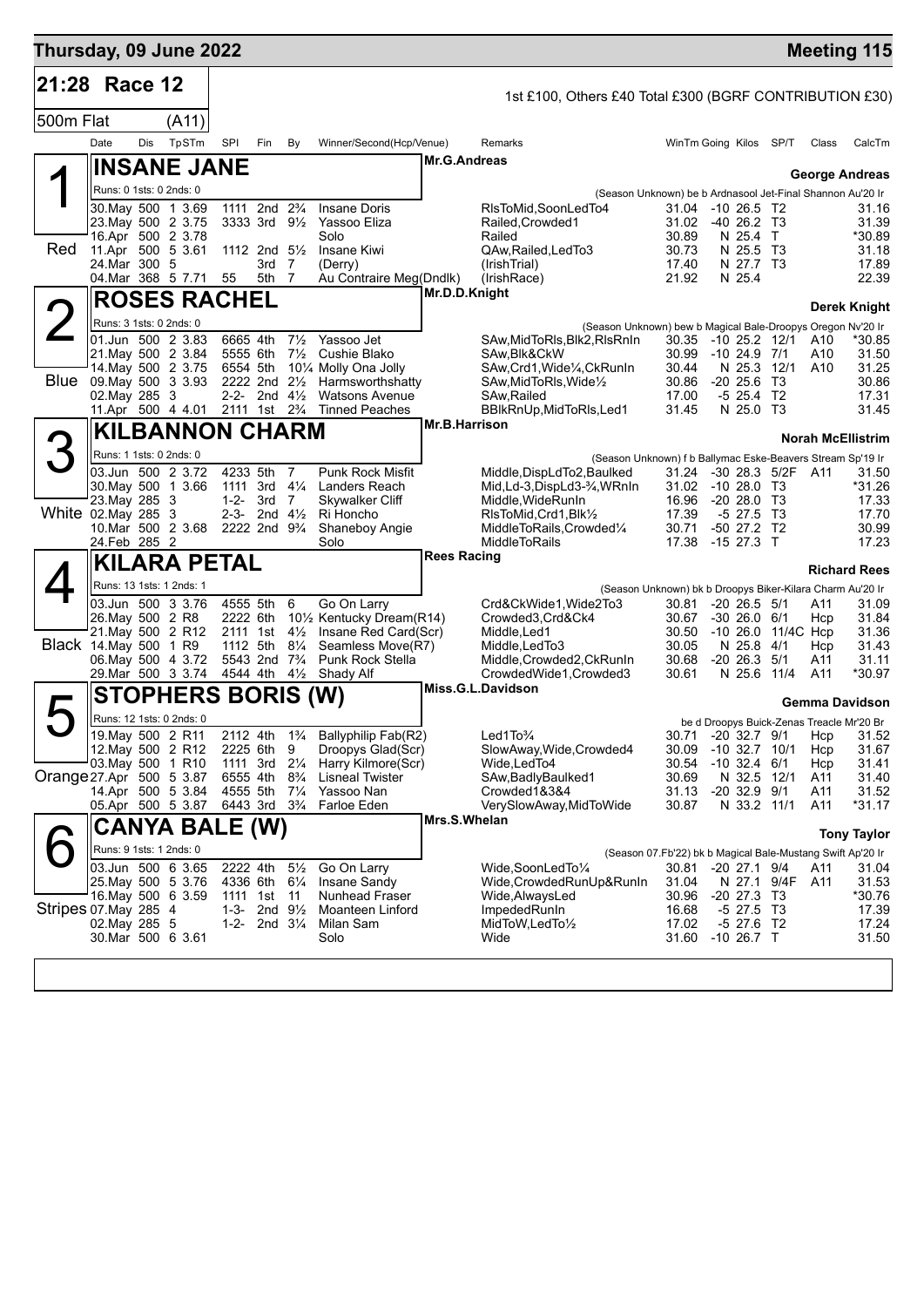# Thursday, 09 June 2022 — Meeting 115

## 21:28 Race 12

1st £100, Others £40 Total £300 (BGRF CONTRIBUTION £30)

500m Flat (A11)

| Date | Dis | TpSTm | SPI | Fin | By | Winner/Second(Hcp/Venue) | Remarks | WinTm | Going | Kilos | SP/T | Class | CalcTm |
|---|---|---|---|---|---|---|---|---|---|---|---|---|---|

### 1 Red — INSANE JANE — Mr.G.Andreas — George Andreas

Runs: 0 1sts: 0 2nds: 0 — (Season Unknown) be b Ardnasool Jet-Final Shannon Au'20 Ir

| Date | Dis | TpSTm | SPI | Fin | By | Winner/Second(Hcp/Venue) | Remarks | WinTm | Going | Kilos | SP/T | Class | CalcTm |
|---|---|---|---|---|---|---|---|---|---|---|---|---|---|
| 30.May | 500 | 1 3.69 | 1111 | 2nd | 2¾ | Insane Doris | RlsToMid,SoonLedTo4 | 31.04 | -10 | 26.5 | T2 | | 31.16 |
| 23.May | 500 | 2 3.75 | 3333 | 3rd | 9½ | Yassoo Eliza | Railed,Crowded1 | 31.02 | -40 | 26.2 | T3 | | 31.39 |
| 16.Apr | 500 | 2 3.78 | | | | Solo | Railed | 30.89 | N | 25.4 | T | | *30.89 |
| 11.Apr | 500 | 5 3.61 | 1112 | 2nd | 5½ | Insane Kiwi | QAw,Railed,LedTo3 | 30.73 | N | 25.5 | T3 | | 31.18 |
| 24.Mar | 300 | 5 | | 3rd | 7 | (Derry) | (IrishTrial) | 17.40 | N | 27.7 | T3 | | 17.89 |
| 04.Mar | 368 | 5 7.71 | 55 | 5th | 7 | Au Contraire Meg(Dndlk) | (IrishRace) | 21.92 | N | 25.4 | | | 22.39 |

### 2 Blue — ROSES RACHEL — Mr.D.D.Knight — Derek Knight

Runs: 3 1sts: 0 2nds: 0 — (Season Unknown) bew b Magical Bale-Droopys Oregon Nv'20 Ir

| Date | Dis | TpSTm | SPI | Fin | By | Winner/Second(Hcp/Venue) | Remarks | WinTm | Going | Kilos | SP/T | Class | CalcTm |
|---|---|---|---|---|---|---|---|---|---|---|---|---|---|
| 01.Jun | 500 | 2 3.83 | 6665 | 4th | 7½ | Yassoo Jet | SAw,MidToRls,Blk2,RlsRnIn | 30.35 | -10 | 25.2 | 12/1 | A10 | *30.85 |
| 21.May | 500 | 2 3.84 | 5555 | 6th | 7½ | Cushie Blako | SAw,Blk&CkW | 30.99 | -10 | 24.9 | 7/1 | A10 | 31.50 |
| 14.May | 500 | 2 3.75 | 6554 | 5th | 10¼ | Molly Ona Jolly | SAw,Crd1,Wide¼,CkRunIn | 30.44 | N | 25.3 | 12/1 | A10 | 31.25 |
| 09.May | 500 | 3 3.93 | 2222 | 2nd | 2½ | Harmsworthshatty | SAw,MidToRls,Wide½ | 30.86 | -20 | 25.6 | T3 | | 30.86 |
| 02.May | 285 | 3 | 2-2- | 2nd | 4½ | Watsons Avenue | SAw,Railed | 17.00 | -5 | 25.4 | T2 | | 17.31 |
| 11.Apr | 500 | 4 4.01 | 2111 | 1st | 2¾ | Tinned Peaches | BBlkRnUp,MidToRls,Led1 | 31.45 | N | 25.0 | T3 | | 31.45 |

### 3 White — KILBANNON CHARM — Mr.B.Harrison — Norah McEllistrim

Runs: 1 1sts: 0 2nds: 0 — (Season Unknown) f b Ballymac Eske-Beavers Stream Sp'19 Ir

| Date | Dis | TpSTm | SPI | Fin | By | Winner/Second(Hcp/Venue) | Remarks | WinTm | Going | Kilos | SP/T | Class | CalcTm |
|---|---|---|---|---|---|---|---|---|---|---|---|---|---|
| 03.Jun | 500 | 2 3.72 | 4233 | 5th | 7 | Punk Rock Misfit | Middle,DispLdTo2,Baulked | 31.24 | -30 | 28.3 | 5/2F | A11 | 31.50 |
| 30.May | 500 | 1 3.66 | 1111 | 3rd | 4¼ | Landers Reach | Mid,Ld-3,DispLd3-¾,WRnIn | 31.02 | -10 | 28.0 | T3 | | *31.26 |
| 23.May | 285 | 3 | 1-2- | 3rd | 7 | Skywalker Cliff | Middle,WideRunIn | 16.96 | -20 | 28.0 | T3 | | 17.33 |
| 02.May | 285 | 3 | 2-3- | 2nd | 4½ | Ri Honcho | RlsToMid,Crd1,Blk½ | 17.39 | -5 | 27.5 | T3 | | 17.70 |
| 10.Mar | 500 | 2 3.68 | 2222 | 2nd | 9¾ | Shaneboy Angie | MiddleToRails,Crowded¼ | 30.71 | -50 | 27.2 | T2 | | 30.99 |
| 24.Feb | 285 | 2 | | | | Solo | MiddleToRails | 17.38 | -15 | 27.3 | T | | 17.23 |

### 4 Black — KILARA PETAL — Rees Racing — Richard Rees

Runs: 13 1sts: 1 2nds: 1 — (Season Unknown) bk b Droopys Biker-Kilara Charm Au'20 Ir

| Date | Dis | TpSTm | SPI | Fin | By | Winner/Second(Hcp/Venue) | Remarks | WinTm | Going | Kilos | SP/T | Class | CalcTm |
|---|---|---|---|---|---|---|---|---|---|---|---|---|---|
| 03.Jun | 500 | 3 3.76 | 4555 | 5th | 6 | Go On Larry | Crd&CkWide1,Wide2To3 | 30.81 | -20 | 26.5 | 5/1 | A11 | 31.09 |
| 26.May | 500 | 2 R8 | 2222 | 6th | 10½ | Kentucky Dream(R14) | Crowded3,Crd&Ck4 | 30.67 | -30 | 26.0 | 6/1 | Hcp | 31.84 |
| 21.May | 500 | 2 R12 | 2111 | 1st | 4½ | Insane Red Card(Scr) | Middle,Led1 | 30.50 | -10 | 26.0 | 11/4C | Hcp | 31.36 |
| 14.May | 500 | 1 R9 | 1112 | 5th | 8¼ | Seamless Move(R7) | Middle,LedTo3 | 30.05 | N | 25.8 | 4/1 | Hcp | 31.43 |
| 06.May | 500 | 4 3.72 | 5543 | 2nd | 7¾ | Punk Rock Stella | Middle,Crowded2,CkRunIn | 30.68 | -20 | 26.3 | 5/1 | A11 | 31.11 |
| 29.Mar | 500 | 3 3.74 | 4544 | 4th | 4½ | Shady Alf | CrowdedWide1,Crowded3 | 30.61 | N | 25.6 | 11/4 | A11 | *30.97 |

### 5 Orange — STOPHERS BORIS (W) — Miss.G.L.Davidson — Gemma Davidson

Runs: 12 1sts: 0 2nds: 0 — be d Droopys Buick-Zenas Treacle Mr'20 Br

| Date | Dis | TpSTm | SPI | Fin | By | Winner/Second(Hcp/Venue) | Remarks | WinTm | Going | Kilos | SP/T | Class | CalcTm |
|---|---|---|---|---|---|---|---|---|---|---|---|---|---|
| 19.May | 500 | 2 R11 | 2112 | 4th | 1¾ | Ballyphilip Fab(R2) | Led1To¾ | 30.71 | -20 | 32.7 | 9/1 | Hcp | 31.52 |
| 12.May | 500 | 2 R12 | 2225 | 6th | 9 | Droopys Glad(Scr) | SlowAway,Wide,Crowded4 | 30.09 | -10 | 32.7 | 10/1 | Hcp | 31.67 |
| 03.May | 500 | 1 R10 | 1111 | 3rd | 2¼ | Harry Kilmore(Scr) | Wide,LedTo4 | 30.54 | -10 | 32.4 | 6/1 | Hcp | 31.41 |
| 27.Apr | 500 | 5 3.87 | 6555 | 4th | 8¾ | Lisneal Twister | SAw,BadlyBaulked1 | 30.69 | N | 32.5 | 12/1 | A11 | 31.40 |
| 14.Apr | 500 | 5 3.84 | 4555 | 5th | 7¼ | Yassoo Nan | Crowded1&3&4 | 31.13 | -20 | 32.9 | 9/1 | A11 | 31.52 |
| 05.Apr | 500 | 5 3.87 | 6443 | 3rd | 3¾ | Farloe Eden | VerySlowAway,MidToWide | 30.87 | N | 33.2 | 11/1 | A11 | *31.17 |

### 6 Stripes — CANYA BALE (W) — Mrs.S.Whelan — Tony Taylor

Runs: 9 1sts: 1 2nds: 0 — (Season 07.Fb'22) bk b Magical Bale-Mustang Swift Ap'20 Ir

| Date | Dis | TpSTm | SPI | Fin | By | Winner/Second(Hcp/Venue) | Remarks | WinTm | Going | Kilos | SP/T | Class | CalcTm |
|---|---|---|---|---|---|---|---|---|---|---|---|---|---|
| 03.Jun | 500 | 6 3.65 | 2222 | 4th | 5½ | Go On Larry | Wide,SoonLedTo¼ | 30.81 | -20 | 27.1 | 9/4 | A11 | 31.04 |
| 25.May | 500 | 5 3.76 | 4336 | 6th | 6¼ | Insane Sandy | Wide,CrowdedRunUp&RunIn | 31.04 | N | 27.1 | 9/4F | A11 | 31.53 |
| 16.May | 500 | 6 3.59 | 1111 | 1st | 11 | Nunhead Fraser | Wide,AlwaysLed | 30.96 | -20 | 27.3 | T3 | | *30.76 |
| 07.May | 285 | 4 | 1-3- | 2nd | 9½ | Moanteen Linford | ImpededRunIn | 16.68 | -5 | 27.5 | T3 | | 17.39 |
| 02.May | 285 | 5 | 1-2- | 2nd | 3¼ | Milan Sam | MidToW,LedTo½ | 17.02 | -5 | 27.6 | T2 | | 17.24 |
| 30.Mar | 500 | 6 3.61 | | | | Solo | Wide | 31.60 | -10 | 26.7 | T | | 31.50 |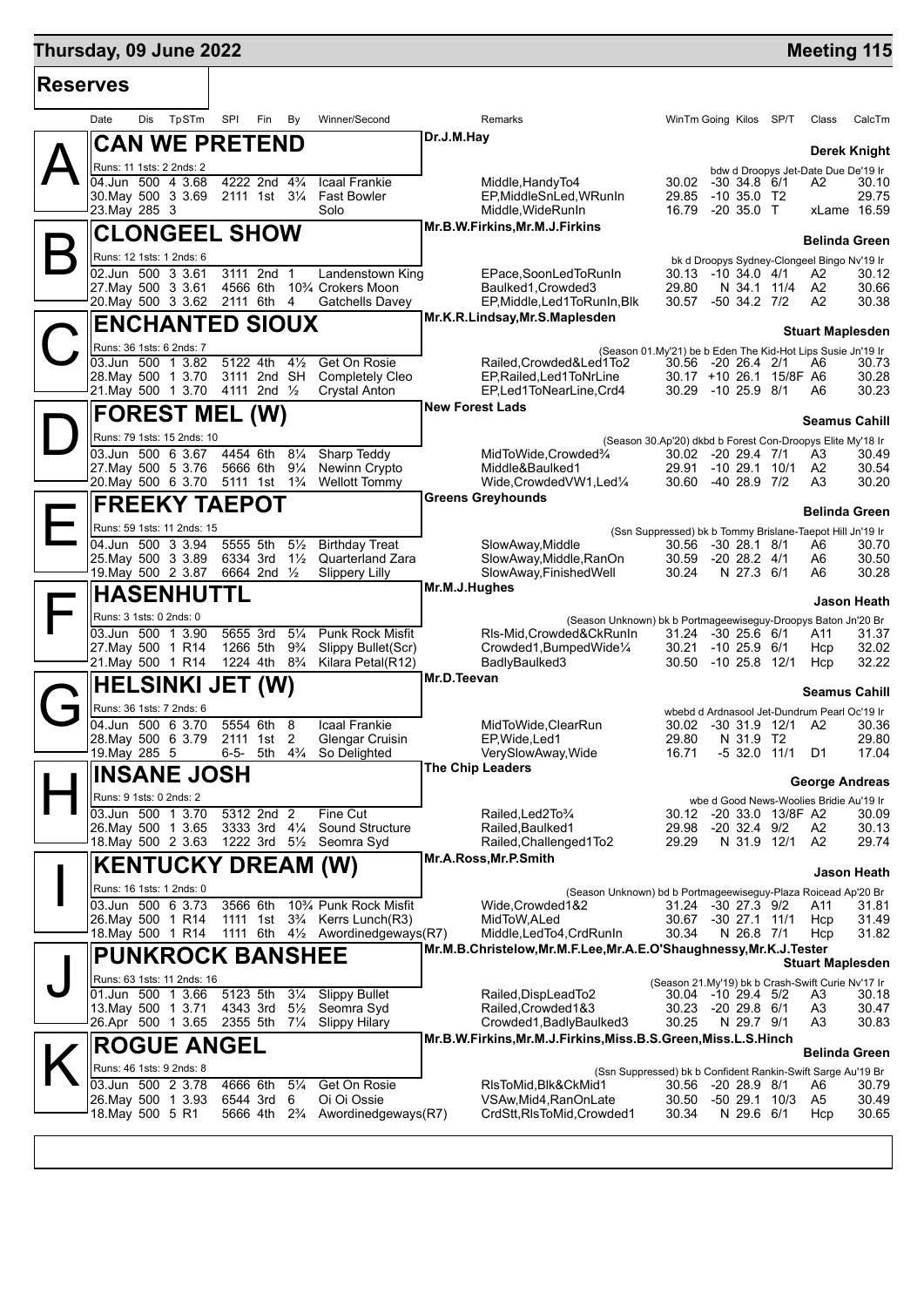# Thursday, 09 June 2022 — Meeting 115

## Reserves

| Date | Dis | TpSTm | SPI | Fin | By | Winner/Second | Remarks | WinTm | Going | Kilos | SP/T | Class | CalcTm |
|---|---|---|---|---|---|---|---|---|---|---|---|---|---|

### A — CAN WE PRETEND

Dr.J.M.Hay — **Derek Knight**

Runs: 11 1sts: 2 2nds: 2 — bdw d Droopys Jet-Date Due De'19 Ir

| Date | Dis | TpSTm | SPI | Fin | By | Winner/Second | Remarks | WinTm | Going | Kilos | SP/T | Class | CalcTm |
|---|---|---|---|---|---|---|---|---|---|---|---|---|---|
| 04.Jun | 500 | 4 3.68 | 4222 | 2nd | 4¾ | Icaal Frankie | Middle,HandyTo4 | 30.02 | -30 | 34.8 | 6/1 | A2 | 30.10 |
| 30.May | 500 | 3 3.69 | 2111 | 1st | 3¼ | Fast Bowler | EP,MiddleSnLed,WRunIn | 29.85 | -10 | 35.0 | T2 | | 29.75 |
| 23.May | 285 | 3 | | | | Solo | Middle,WideRunIn | 16.79 | -20 | 35.0 | T | xLame | 16.59 |

### B — CLONGEEL SHOW

Mr.B.W.Firkins,Mr.M.J.Firkins — **Belinda Green**

Runs: 12 1sts: 1 2nds: 6 — bk d Droopys Sydney-Clongeel Bingo Nv'19 Ir

| Date | Dis | TpSTm | SPI | Fin | By | Winner/Second | Remarks | WinTm | Going | Kilos | SP/T | Class | CalcTm |
|---|---|---|---|---|---|---|---|---|---|---|---|---|---|
| 02.Jun | 500 | 3 3.61 | 3111 | 2nd | 1 | Landenstown King | EPace,SoonLedToRunIn | 30.13 | -10 | 34.0 | 4/1 | A2 | 30.12 |
| 27.May | 500 | 3 3.61 | 4566 | 6th | 10¾ | Crokers Moon | Baulked1,Crowded3 | 29.80 | N | 34.1 | 11/4 | A2 | 30.66 |
| 20.May | 500 | 3 3.62 | 2111 | 6th | 4 | Gatchells Davey | EP,Middle,Led1ToRunIn,Blk | 30.57 | -50 | 34.2 | 7/2 | A2 | 30.38 |

### C — ENCHANTED SIOUX

Mr.K.R.Lindsay,Mr.S.Maplesden — **Stuart Maplesden**

Runs: 36 1sts: 6 2nds: 7 — (Season 01.My'21) be b Eden The Kid-Hot Lips Susie Jn'19 Ir

| Date | Dis | TpSTm | SPI | Fin | By | Winner/Second | Remarks | WinTm | Going | Kilos | SP/T | Class | CalcTm |
|---|---|---|---|---|---|---|---|---|---|---|---|---|---|
| 03.Jun | 500 | 1 3.82 | 5122 | 4th | 4½ | Get On Rosie | Railed,Crowded&Led1To2 | 30.56 | -20 | 26.4 | 2/1 | A6 | 30.73 |
| 28.May | 500 | 1 3.70 | 3111 | 2nd | SH | Completely Cleo | EP,Railed,Led1ToNrLine | 30.17 | +10 | 26.1 | 15/8F | A6 | 30.28 |
| 21.May | 500 | 1 3.70 | 4111 | 2nd | ½ | Crystal Anton | EP,Led1ToNearLine,Crd4 | 30.29 | -10 | 25.9 | 8/1 | A6 | 30.23 |

### D — FOREST MEL (W)

New Forest Lads — **Seamus Cahill**

Runs: 79 1sts: 15 2nds: 10 — (Season 30.Ap'20) dkbd b Forest Con-Droopys Elite My'18 Ir

| Date | Dis | TpSTm | SPI | Fin | By | Winner/Second | Remarks | WinTm | Going | Kilos | SP/T | Class | CalcTm |
|---|---|---|---|---|---|---|---|---|---|---|---|---|---|
| 03.Jun | 500 | 6 3.67 | 4454 | 6th | 8¼ | Sharp Teddy | MidToWide,Crowded¾ | 30.02 | -20 | 29.4 | 7/1 | A3 | 30.49 |
| 27.May | 500 | 5 3.76 | 5666 | 6th | 9¼ | Newinn Crypto | Middle&Baulked1 | 29.91 | -10 | 29.1 | 10/1 | A2 | 30.54 |
| 20.May | 500 | 6 3.70 | 5111 | 1st | 1¾ | Wellott Tommy | Wide,CrowdedVW1,Led¼ | 30.60 | -40 | 28.9 | 7/2 | A3 | 30.20 |

### E — FREEKY TAEPOT

Greens Greyhounds — **Belinda Green**

Runs: 59 1sts: 11 2nds: 15 — (Ssn Suppressed) bk b Tommy Brislane-Taepot Hill Jn'19 Ir

| Date | Dis | TpSTm | SPI | Fin | By | Winner/Second | Remarks | WinTm | Going | Kilos | SP/T | Class | CalcTm |
|---|---|---|---|---|---|---|---|---|---|---|---|---|---|
| 04.Jun | 500 | 3 3.94 | 5555 | 5th | 5½ | Birthday Treat | SlowAway,Middle | 30.56 | -30 | 28.1 | 8/1 | A6 | 30.70 |
| 25.May | 500 | 3 3.89 | 6334 | 3rd | 1½ | Quarterland Zara | SlowAway,Middle,RanOn | 30.59 | -20 | 28.2 | 4/1 | A6 | 30.50 |
| 19.May | 500 | 2 3.87 | 6664 | 2nd | ½ | Slippery Lilly | SlowAway,FinishedWell | 30.24 | N | 27.3 | 6/1 | A6 | 30.28 |

### F — HASENHUTTL

Mr.M.J.Hughes — **Jason Heath**

Runs: 3 1sts: 0 2nds: 0 — (Season Unknown) bk b Portmageewiseguy-Droopys Baton Jn'20 Br

| Date | Dis | TpSTm | SPI | Fin | By | Winner/Second | Remarks | WinTm | Going | Kilos | SP/T | Class | CalcTm |
|---|---|---|---|---|---|---|---|---|---|---|---|---|---|
| 03.Jun | 500 | 1 3.90 | 5655 | 3rd | 5¼ | Punk Rock Misfit | Rls-Mid,Crowded&CkRunIn | 31.24 | -30 | 25.6 | 6/1 | A11 | 31.37 |
| 27.May | 500 | 1 R14 | 1266 | 5th | 9¾ | Slippy Bullet(Scr) | Crowded1,BumpedWide¼ | 30.21 | -10 | 25.9 | 6/1 | Hcp | 32.02 |
| 21.May | 500 | 1 R14 | 1224 | 4th | 8¾ | Kilara Petal(R12) | BadlyBaulked3 | 30.50 | -10 | 25.8 | 12/1 | Hcp | 32.22 |

### G — HELSINKI JET (W)

Mr.D.Teevan — **Seamus Cahill**

Runs: 36 1sts: 7 2nds: 6 — wbebd d Ardnasool Jet-Dundrum Pearl Oc'19 Ir

| Date | Dis | TpSTm | SPI | Fin | By | Winner/Second | Remarks | WinTm | Going | Kilos | SP/T | Class | CalcTm |
|---|---|---|---|---|---|---|---|---|---|---|---|---|---|
| 04.Jun | 500 | 6 3.70 | 5554 | 6th | 8 | Icaal Frankie | MidToWide,ClearRun | 30.02 | -30 | 31.9 | 12/1 | A2 | 30.36 |
| 28.May | 500 | 6 3.79 | 2111 | 1st | 2 | Glengar Cruisin | EP,Wide,Led1 | 29.80 | N | 31.9 | T2 | | 29.80 |
| 19.May | 285 | 5 | 6-5- | 5th | 4¾ | So Delighted | VerySlowAway,Wide | 16.71 | -5 | 32.0 | 11/1 | D1 | 17.04 |

### H — INSANE JOSH

The Chip Leaders — **George Andreas**

Runs: 9 1sts: 0 2nds: 2 — wbe d Good News-Woolies Bridie Au'19 Ir

| Date | Dis | TpSTm | SPI | Fin | By | Winner/Second | Remarks | WinTm | Going | Kilos | SP/T | Class | CalcTm |
|---|---|---|---|---|---|---|---|---|---|---|---|---|---|
| 03.Jun | 500 | 1 3.70 | 5312 | 2nd | 2 | Fine Cut | Railed,Led2To¾ | 30.12 | -20 | 33.0 | 13/8F | A2 | 30.09 |
| 26.May | 500 | 1 3.65 | 3333 | 3rd | 4¼ | Sound Structure | Railed,Baulked1 | 29.98 | -20 | 32.4 | 9/2 | A2 | 30.13 |
| 18.May | 500 | 2 3.63 | 1222 | 3rd | 5½ | Seomra Syd | Railed,Challenged1To2 | 29.29 | N | 31.9 | 12/1 | A2 | 29.74 |

### I — KENTUCKY DREAM (W)

Mr.A.Ross,Mr.P.Smith — **Jason Heath**

Runs: 16 1sts: 1 2nds: 0 — (Season Unknown) bd b Portmageewiseguy-Plaza Roicead Ap'20 Br

| Date | Dis | TpSTm | SPI | Fin | By | Winner/Second | Remarks | WinTm | Going | Kilos | SP/T | Class | CalcTm |
|---|---|---|---|---|---|---|---|---|---|---|---|---|---|
| 03.Jun | 500 | 6 3.73 | 3566 | 6th | 10¾ | Punk Rock Misfit | Wide,Crowded1&2 | 31.24 | -30 | 27.3 | 9/2 | A11 | 31.81 |
| 26.May | 500 | 1 R14 | 1111 | 1st | 3¾ | Kerrs Lunch(R3) | MidToW,ALed | 30.67 | -30 | 27.1 | 11/1 | Hcp | 31.49 |
| 18.May | 500 | 1 R14 | 1111 | 6th | 4½ | Awordinedgeways(R7) | Middle,LedTo4,CrdRunIn | 30.34 | N | 26.8 | 7/1 | Hcp | 31.82 |

### J — PUNKROCK BANSHEE

Mr.M.B.Christelow,Mr.M.F.Lee,Mr.A.E.O'Shaughnessy,Mr.K.J.Tester — **Stuart Maplesden**

Runs: 63 1sts: 11 2nds: 16 — (Season 21.My'19) bk b Crash-Swift Curie Nv'17 Ir

| Date | Dis | TpSTm | SPI | Fin | By | Winner/Second | Remarks | WinTm | Going | Kilos | SP/T | Class | CalcTm |
|---|---|---|---|---|---|---|---|---|---|---|---|---|---|
| 01.Jun | 500 | 1 3.66 | 5123 | 5th | 3¼ | Slippy Bullet | Railed,DispLeadTo2 | 30.04 | -10 | 29.4 | 5/2 | A3 | 30.18 |
| 13.May | 500 | 1 3.71 | 4343 | 3rd | 5½ | Seomra Syd | Railed,Crowded1&3 | 30.23 | -20 | 29.8 | 6/1 | A3 | 30.47 |
| 26.Apr | 500 | 1 3.65 | 2355 | 5th | 7¼ | Slippy Hilary | Crowded1,BadlyBaulked3 | 30.25 | N | 29.7 | 9/1 | A3 | 30.83 |

### K — ROGUE ANGEL

Mr.B.W.Firkins,Mr.M.J.Firkins,Miss.B.S.Green,Miss.L.S.Hinch — **Belinda Green**

Runs: 46 1sts: 9 2nds: 8 — (Ssn Suppressed) bk b Confident Rankin-Swift Sarge Au'19 Br

| Date | Dis | TpSTm | SPI | Fin | By | Winner/Second | Remarks | WinTm | Going | Kilos | SP/T | Class | CalcTm |
|---|---|---|---|---|---|---|---|---|---|---|---|---|---|
| 03.Jun | 500 | 2 3.78 | 4666 | 6th | 5¼ | Get On Rosie | RlsToMid,Blk&CkMid1 | 30.56 | -20 | 28.9 | 8/1 | A6 | 30.79 |
| 26.May | 500 | 1 3.93 | 6544 | 3rd | 6 | Oi Oi Ossie | VSAw,Mid4,RanOnLate | 30.50 | -50 | 29.1 | 10/3 | A5 | 30.49 |
| 18.May | 500 | 5 R1 | 5666 | 4th | 2¾ | Awordinedgeways(R7) | CrdStt,RlsToMid,Crowded1 | 30.34 | N | 29.6 | 6/1 | Hcp | 30.65 |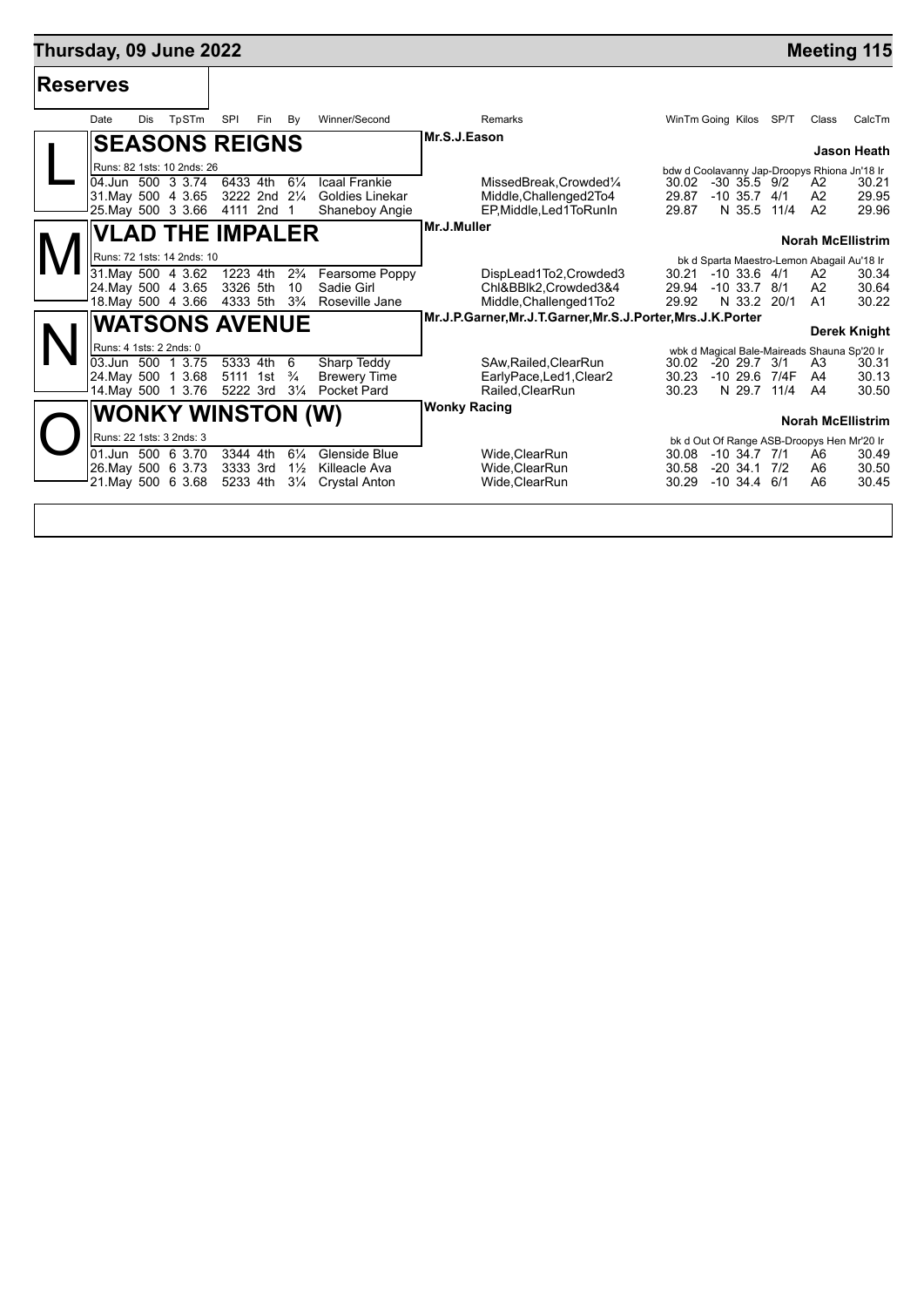## Thursday, 09 June 2022

## Meeting 115

### Reserves

| | Date | Dis | TpSTm | SPI | Fin | By | Winner/Second | Remarks | WinTm | Going | Kilos | SP/T | Class | CalcTm |
|---|---|---|---|---|---|---|---|---|---|---|---|---|---|---|
| **L** | **SEASONS REIGNS** | | | | | | | Mr.S.J.Eason | | | | | | Jason Heath |
| | Runs: 82 1sts: 10 2nds: 26 | | | | | | | | bdw d Coolavanny Jap-Droopys Rhiona Jn'18 Ir | | | | | |
| | 04.Jun | 500 | 3 3.74 | 6433 | 4th | 6¼ | Icaal Frankie | MissedBreak,Crowded¼ | 30.02 | -30 | 35.5 | 9/2 | A2 | 30.21 |
| | 31.May | 500 | 4 3.65 | 3222 | 2nd | 2¼ | Goldies Linekar | Middle,Challenged2To4 | 29.87 | -10 | 35.7 | 4/1 | A2 | 29.95 |
| | 25.May | 500 | 3 3.66 | 4111 | 2nd | 1 | Shaneboy Angie | EP,Middle,Led1ToRunIn | 29.87 | N | 35.5 | 11/4 | A2 | 29.96 |
| **M** | **VLAD THE IMPALER** | | | | | | | Mr.J.Muller | | | | | | Norah McEllistrim |
| | Runs: 72 1sts: 14 2nds: 10 | | | | | | | | bk d Sparta Maestro-Lemon Abagail Au'18 Ir | | | | | |
| | 31.May | 500 | 4 3.62 | 1223 | 4th | 2¾ | Fearsome Poppy | DispLead1To2,Crowded3 | 30.21 | -10 | 33.6 | 4/1 | A2 | 30.34 |
| | 24.May | 500 | 4 3.65 | 3326 | 5th | 10 | Sadie Girl | Chl&BBlk2,Crowded3&4 | 29.94 | -10 | 33.7 | 8/1 | A2 | 30.64 |
| | 18.May | 500 | 4 3.66 | 4333 | 5th | 3¾ | Roseville Jane | Middle,Challenged1To2 | 29.92 | N | 33.2 | 20/1 | A1 | 30.22 |
| **N** | **WATSONS AVENUE** | | | | | | | Mr.J.P.Garner,Mr.J.T.Garner,Mr.S.J.Porter,Mrs.J.K.Porter | | | | | | Derek Knight |
| | Runs: 4 1sts: 2 2nds: 0 | | | | | | | | wbk d Magical Bale-Maireads Shauna Sp'20 Ir | | | | | |
| | 03.Jun | 500 | 1 3.75 | 5333 | 4th | 6 | Sharp Teddy | SAw,Railed,ClearRun | 30.02 | -20 | 29.7 | 3/1 | A3 | 30.31 |
| | 24.May | 500 | 1 3.68 | 5111 | 1st | ¾ | Brewery Time | EarlyPace,Led1,Clear2 | 30.23 | -10 | 29.6 | 7/4F | A4 | 30.13 |
| | 14.May | 500 | 1 3.76 | 5222 | 3rd | 3¼ | Pocket Pard | Railed,ClearRun | 30.23 | N | 29.7 | 11/4 | A4 | 30.50 |
| **O** | **WONKY WINSTON (W)** | | | | | | | Wonky Racing | | | | | | Norah McEllistrim |
| | Runs: 22 1sts: 3 2nds: 3 | | | | | | | | bk d Out Of Range ASB-Droopys Hen Mr'20 Ir | | | | | |
| | 01.Jun | 500 | 6 3.70 | 3344 | 4th | 6¼ | Glenside Blue | Wide,ClearRun | 30.08 | -10 | 34.7 | 7/1 | A6 | 30.49 |
| | 26.May | 500 | 6 3.73 | 3333 | 3rd | 1½ | Killeacle Ava | Wide,ClearRun | 30.58 | -20 | 34.1 | 7/2 | A6 | 30.50 |
| | 21.May | 500 | 6 3.68 | 5233 | 4th | 3¼ | Crystal Anton | Wide,ClearRun | 30.29 | -10 | 34.4 | 6/1 | A6 | 30.45 |